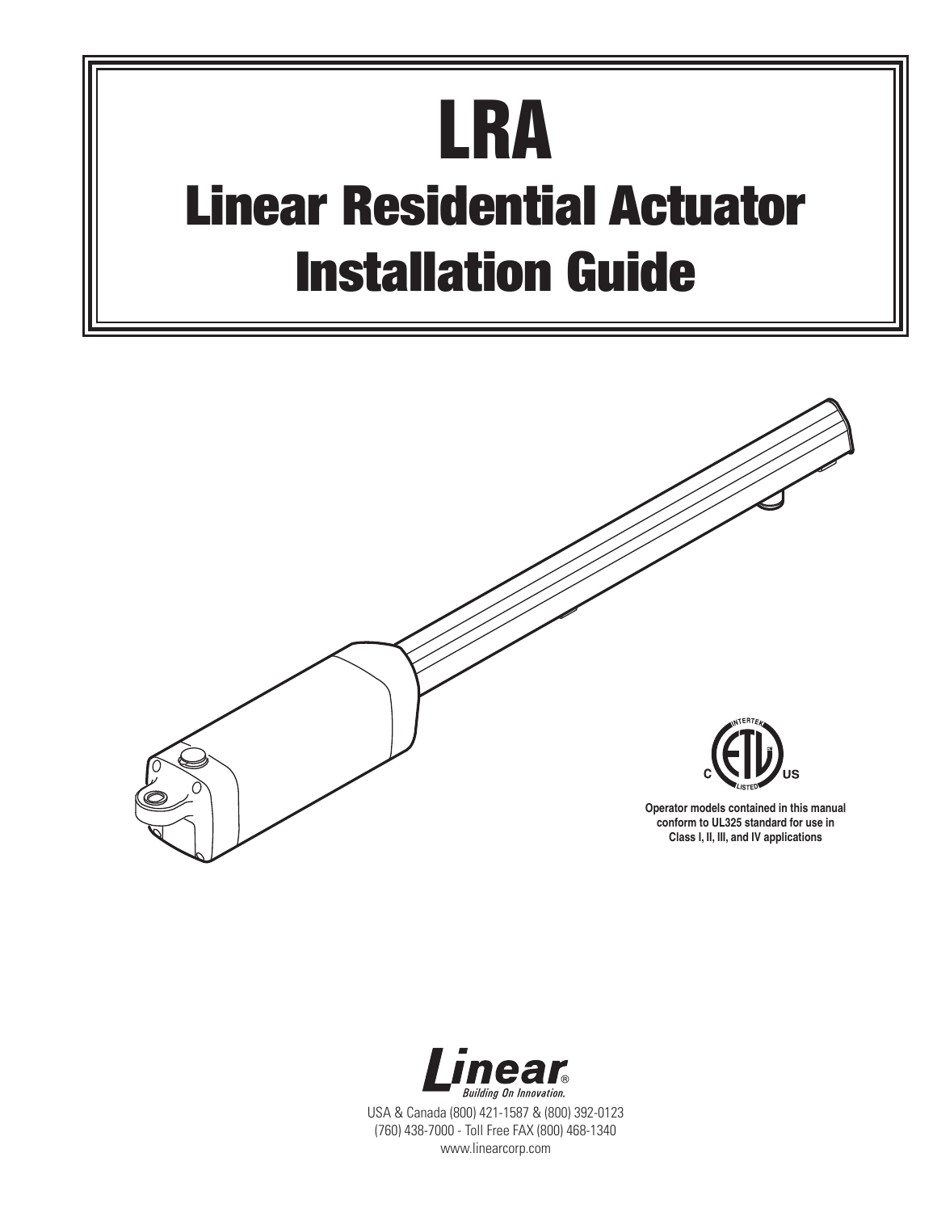# LRA

# Linear Residential Actuator Installation Guide

**Operator models contained in this manual conform to UL325 standard for use in Class I, II, III, and IV applications**

Linear®
Building On Innovation.

USA & Canada (800) 421-1587 & (800) 392-0123
(760) 438-7000 - Toll Free FAX (800) 468-1340
www.linearcorp.com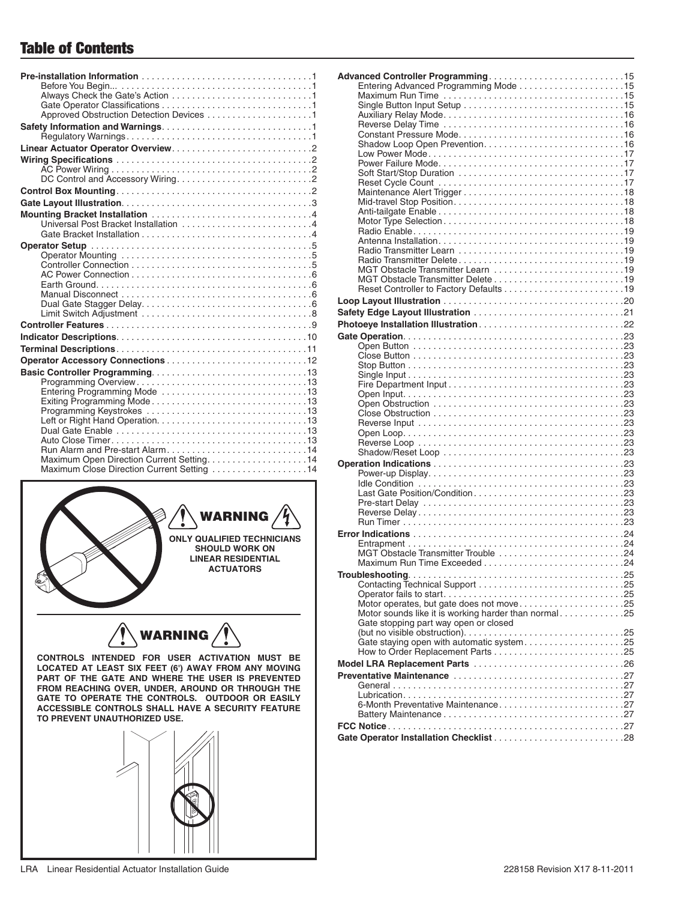# Table of Contents

**Pre-installation Information** .......... 1
- Before You Begin... .......... 1
- Always Check the Gate's Action .......... 1
- Gate Operator Classifications .......... 1
- Approved Obstruction Detection Devices .......... 1

**Safety Information and Warnings** .......... 1
- Regulatory Warnings .......... 1

**Linear Actuator Operator Overview** .......... 2

**Wiring Specifications** .......... 2
- AC Power Wiring .......... 2
- DC Control and Accessory Wiring .......... 2

**Control Box Mounting** .......... 2

**Gate Layout Illustration** .......... 3

**Mounting Bracket Installation** .......... 4
- Universal Post Bracket Installation .......... 4
- Gate Bracket Installation .......... 4

**Operator Setup** .......... 5
- Operator Mounting .......... 5
- Controller Connection .......... 5
- AC Power Connection .......... 6
- Earth Ground .......... 6
- Manual Disconnect .......... 6
- Dual Gate Stagger Delay .......... 6
- Limit Switch Adjustment .......... 8

**Controller Features** .......... 9

**Indicator Descriptions** .......... 10

**Terminal Descriptions** .......... 11

**Operator Accessory Connections** .......... 12

**Basic Controller Programming** .......... 13
- Programming Overview .......... 13
- Entering Programming Mode .......... 13
- Exiting Programming Mode .......... 13
- Programming Keystrokes .......... 13
- Left or Right Hand Operation .......... 13
- Dual Gate Enable .......... 13
- Auto Close Timer .......... 13
- Run Alarm and Pre-start Alarm .......... 14
- Maximum Open Direction Current Setting .......... 14
- Maximum Close Direction Current Setting .......... 14

**WARNING**

**ONLY QUALIFIED TECHNICIANS SHOULD WORK ON LINEAR RESIDENTIAL ACTUATORS**

**WARNING**

**CONTROLS INTENDED FOR USER ACTIVATION MUST BE LOCATED AT LEAST SIX FEET (6') AWAY FROM ANY MOVING PART OF THE GATE AND WHERE THE USER IS PREVENTED FROM REACHING OVER, UNDER, AROUND OR THROUGH THE GATE TO OPERATE THE CONTROLS. OUTDOOR OR EASILY ACCESSIBLE CONTROLS SHALL HAVE A SECURITY FEATURE TO PREVENT UNAUTHORIZED USE.**

**Advanced Controller Programming** .......... 15
- Entering Advanced Programming Mode .......... 15
- Maximum Run Time .......... 15
- Single Button Input Setup .......... 15
- Auxiliary Relay Mode .......... 16
- Reverse Delay Time .......... 16
- Constant Pressure Mode .......... 16
- Shadow Loop Open Prevention .......... 16
- Low Power Mode .......... 17
- Power Failure Mode .......... 17
- Soft Start/Stop Duration .......... 17
- Reset Cycle Count .......... 17
- Maintenance Alert Trigger .......... 18
- Mid-travel Stop Position .......... 18
- Anti-tailgate Enable .......... 18
- Motor Type Selection .......... 18
- Radio Enable .......... 19
- Antenna Installation .......... 19
- Radio Transmitter Learn .......... 19
- Radio Transmitter Delete .......... 19
- MGT Obstacle Transmitter Learn .......... 19
- MGT Obstacle Transmitter Delete .......... 19
- Reset Controller to Factory Defaults .......... 19

**Loop Layout Illustration** .......... 20

**Safety Edge Layout Illustration** .......... 21

**Photoeye Installation Illustration** .......... 22

**Gate Operation** .......... 23
- Open Button .......... 23
- Close Button .......... 23
- Stop Button .......... 23
- Single Input .......... 23
- Fire Department Input .......... 23
- Open Input .......... 23
- Open Obstruction .......... 23
- Close Obstruction .......... 23
- Reverse Input .......... 23
- Open Loop .......... 23
- Reverse Loop .......... 23
- Shadow/Reset Loop .......... 23

**Operation Indications** .......... 23
- Power-up Display .......... 23
- Idle Condition .......... 23
- Last Gate Position/Condition .......... 23
- Pre-start Delay .......... 23
- Reverse Delay .......... 23
- Run Timer .......... 23

**Error Indications** .......... 24
- Entrapment .......... 24
- MGT Obstacle Transmitter Trouble .......... 24
- Maximum Run Time Exceeded .......... 24

**Troubleshooting** .......... 25
- Contacting Technical Support .......... 25
- Operator fails to start .......... 25
- Motor operates, but gate does not move .......... 25
- Motor sounds like it is working harder than normal .......... 25
- Gate stopping part way open or closed (but no visible obstruction) .......... 25
- Gate staying open with automatic system .......... 25
- How to Order Replacement Parts .......... 25

**Model LRA Replacement Parts** .......... 26

**Preventative Maintenance** .......... 27
- General .......... 27
- Lubrication .......... 27
- 6-Month Preventative Maintenance .......... 27
- Battery Maintenance .......... 27

**FCC Notice** .......... 27

**Gate Operator Installation Checklist** .......... 28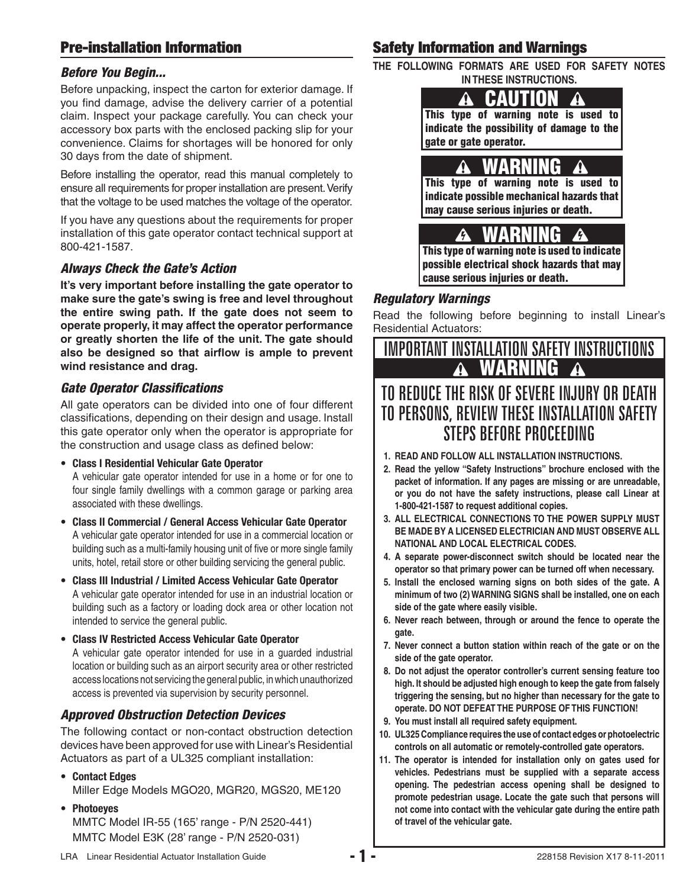## Pre-installation Information

### *Before You Begin...*

Before unpacking, inspect the carton for exterior damage. If you find damage, advise the delivery carrier of a potential claim. Inspect your package carefully. You can check your accessory box parts with the enclosed packing slip for your convenience. Claims for shortages will be honored for only 30 days from the date of shipment.

Before installing the operator, read this manual completely to ensure all requirements for proper installation are present. Verify that the voltage to be used matches the voltage of the operator.

If you have any questions about the requirements for proper installation of this gate operator contact technical support at 800-421-1587.

### *Always Check the Gate's Action*

**It's very important before installing the gate operator to make sure the gate's swing is free and level throughout the entire swing path. If the gate does not seem to operate properly, it may affect the operator performance or greatly shorten the life of the unit. The gate should also be designed so that airflow is ample to prevent wind resistance and drag.**

### *Gate Operator Classifications*

All gate operators can be divided into one of four different classifications, depending on their design and usage. Install this gate operator only when the operator is appropriate for the construction and usage class as defined below:

- **Class I Residential Vehicular Gate Operator**
  A vehicular gate operator intended for use in a home or for one to four single family dwellings with a common garage or parking area associated with these dwellings.
- **Class II Commercial / General Access Vehicular Gate Operator**
  A vehicular gate operator intended for use in a commercial location or building such as a multi-family housing unit of five or more single family units, hotel, retail store or other building servicing the general public.
- **Class III Industrial / Limited Access Vehicular Gate Operator**
  A vehicular gate operator intended for use in an industrial location or building such as a factory or loading dock area or other location not intended to service the general public.
- **Class IV Restricted Access Vehicular Gate Operator**
  A vehicular gate operator intended for use in a guarded industrial location or building such as an airport security area or other restricted access locations not servicing the general public, in which unauthorized access is prevented via supervision by security personnel.

### *Approved Obstruction Detection Devices*

The following contact or non-contact obstruction detection devices have been approved for use with Linear's Residential Actuators as part of a UL325 compliant installation:

- **Contact Edges**
  Miller Edge Models MGO20, MGR20, MGS20, ME120
- **Photoeyes**
  MMTC Model IR-55 (165' range - P/N 2520-441)
  MMTC Model E3K (28' range - P/N 2520-031)

## Safety Information and Warnings

**THE FOLLOWING FORMATS ARE USED FOR SAFETY NOTES IN THESE INSTRUCTIONS.**

**⚠ CAUTION ⚠**
**This type of warning note is used to indicate the possibility of damage to the gate or gate operator.**

**⚠ WARNING ⚠**
**This type of warning note is used to indicate possible mechanical hazards that may cause serious injuries or death.**

**⚠ WARNING ⚠**
**This type of warning note is used to indicate possible electrical shock hazards that may cause serious injuries or death.**

### *Regulatory Warnings*

Read the following before beginning to install Linear's Residential Actuators:

**IMPORTANT INSTALLATION SAFETY INSTRUCTIONS**

**⚠ WARNING ⚠**

**TO REDUCE THE RISK OF SEVERE INJURY OR DEATH TO PERSONS, REVIEW THESE INSTALLATION SAFETY STEPS BEFORE PROCEEDING**

1. **READ AND FOLLOW ALL INSTALLATION INSTRUCTIONS.**
2. **Read the yellow "Safety Instructions" brochure enclosed with the packet of information. If any pages are missing or are unreadable, or you do not have the safety instructions, please call Linear at 1-800-421-1587 to request additional copies.**
3. **ALL ELECTRICAL CONNECTIONS TO THE POWER SUPPLY MUST BE MADE BY A LICENSED ELECTRICIAN AND MUST OBSERVE ALL NATIONAL AND LOCAL ELECTRICAL CODES.**
4. **A separate power-disconnect switch should be located near the operator so that primary power can be turned off when necessary.**
5. **Install the enclosed warning signs on both sides of the gate. A minimum of two (2) WARNING SIGNS shall be installed, one on each side of the gate where easily visible.**
6. **Never reach between, through or around the fence to operate the gate.**
7. **Never connect a button station within reach of the gate or on the side of the gate operator.**
8. **Do not adjust the operator controller's current sensing feature too high. It should be adjusted high enough to keep the gate from falsely triggering the sensing, but no higher than necessary for the gate to operate. DO NOT DEFEAT THE PURPOSE OF THIS FUNCTION!**
9. **You must install all required safety equipment.**
10. **UL325 Compliance requires the use of contact edges or photoelectric controls on all automatic or remotely-controlled gate operators.**
11. **The operator is intended for installation only on gates used for vehicles. Pedestrians must be supplied with a separate access opening. The pedestrian access opening shall be designed to promote pedestrian usage. Locate the gate such that persons will not come into contact with the vehicular gate during the entire path of travel of the vehicular gate.**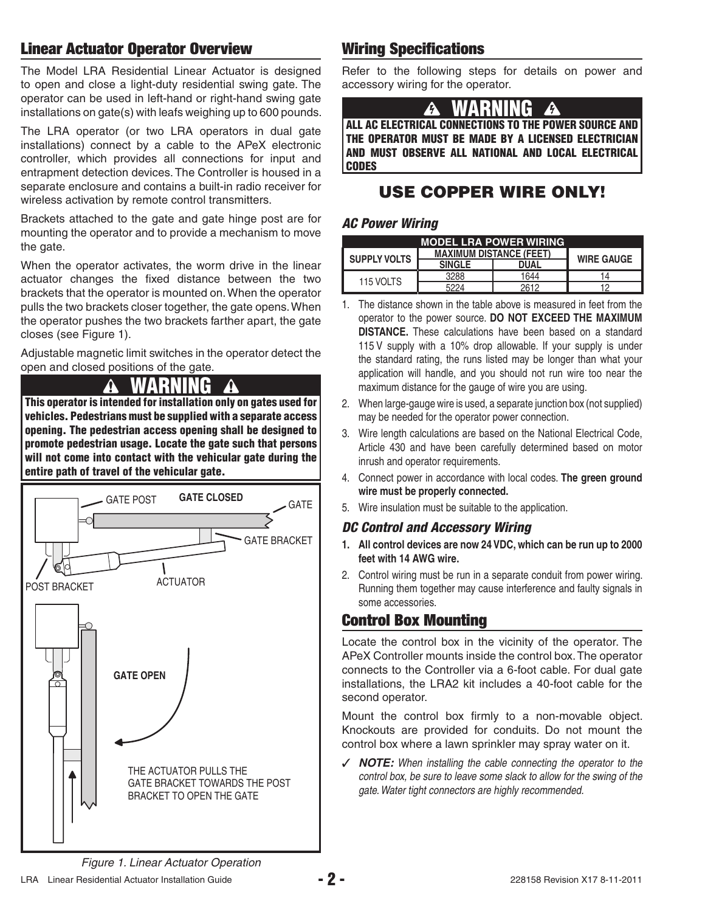## Linear Actuator Operator Overview

The Model LRA Residential Linear Actuator is designed to open and close a light-duty residential swing gate. The operator can be used in left-hand or right-hand swing gate installations on gate(s) with leafs weighing up to 600 pounds.

The LRA operator (or two LRA operators in dual gate installations) connect by a cable to the APeX electronic controller, which provides all connections for input and entrapment detection devices. The Controller is housed in a separate enclosure and contains a built-in radio receiver for wireless activation by remote control transmitters.

Brackets attached to the gate and gate hinge post are for mounting the operator and to provide a mechanism to move the gate.

When the operator activates, the worm drive in the linear actuator changes the fixed distance between the two brackets that the operator is mounted on. When the operator pulls the two brackets closer together, the gate opens. When the operator pushes the two brackets farther apart, the gate closes (see Figure 1).

Adjustable magnetic limit switches in the operator detect the open and closed positions of the gate.

**⚠ WARNING ⚠**

**This operator is intended for installation only on gates used for vehicles. Pedestrians must be supplied with a separate access opening. The pedestrian access opening shall be designed to promote pedestrian usage. Locate the gate such that persons will not come into contact with the vehicular gate during the entire path of travel of the vehicular gate.**

GATE POST — GATE CLOSED — GATE — GATE BRACKET — ACTUATOR — POST BRACKET

GATE OPEN

THE ACTUATOR PULLS THE GATE BRACKET TOWARDS THE POST BRACKET TO OPEN THE GATE

*Figure 1. Linear Actuator Operation*

## Wiring Specifications

Refer to the following steps for details on power and accessory wiring for the operator.

**⚠ WARNING ⚠**

**ALL AC ELECTRICAL CONNECTIONS TO THE POWER SOURCE AND THE OPERATOR MUST BE MADE BY A LICENSED ELECTRICIAN AND MUST OBSERVE ALL NATIONAL AND LOCAL ELECTRICAL CODES**

**USE COPPER WIRE ONLY!**

### *AC Power Wiring*

| MODEL LRA POWER WIRING | | | |
|---|---|---|---|
| SUPPLY VOLTS | MAXIMUM DISTANCE (FEET) | | WIRE GAUGE |
| | SINGLE | DUAL | |
| 115 VOLTS | 3288 | 1644 | 14 |
| | 5224 | 2612 | 12 |

1. The distance shown in the table above is measured in feet from the operator to the power source. **DO NOT EXCEED THE MAXIMUM DISTANCE.** These calculations have been based on a standard 115 V supply with a 10% drop allowable. If your supply is under the standard rating, the runs listed may be longer than what your application will handle, and you should not run wire too near the maximum distance for the gauge of wire you are using.
2. When large-gauge wire is used, a separate junction box (not supplied) may be needed for the operator power connection.
3. Wire length calculations are based on the National Electrical Code, Article 430 and have been carefully determined based on motor inrush and operator requirements.
4. Connect power in accordance with local codes. **The green ground wire must be properly connected.**
5. Wire insulation must be suitable to the application.

### *DC Control and Accessory Wiring*

1. **All control devices are now 24 VDC, which can be run up to 2000 feet with 14 AWG wire.**
2. Control wiring must be run in a separate conduit from power wiring. Running them together may cause interference and faulty signals in some accessories.

## Control Box Mounting

Locate the control box in the vicinity of the operator. The APeX Controller mounts inside the control box. The operator connects to the Controller via a 6-foot cable. For dual gate installations, the LRA2 kit includes a 40-foot cable for the second operator.

Mount the control box firmly to a non-movable object. Knockouts are provided for conduits. Do not mount the control box where a lawn sprinkler may spray water on it.

✓ ***NOTE:*** *When installing the cable connecting the operator to the control box, be sure to leave some slack to allow for the swing of the gate. Water tight connectors are highly recommended.*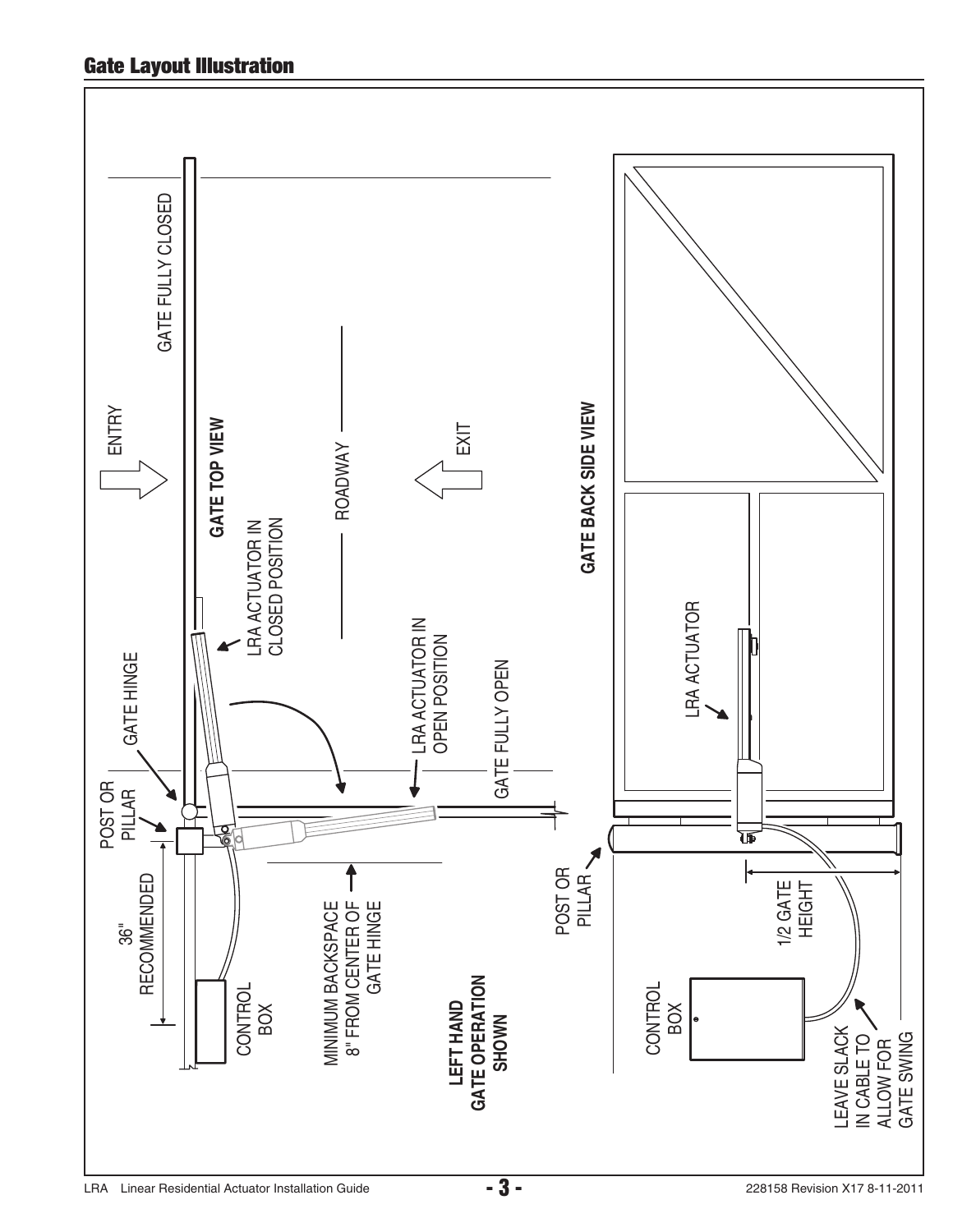## Gate Layout Illustration

GATE TOP VIEW

ENTRY

EXIT

ROADWAY

GATE FULLY CLOSED

GATE FULLY OPEN

GATE HINGE

POST OR PILLAR

36" RECOMMENDED

CONTROL BOX

LRA ACTUATOR IN CLOSED POSITION

LRA ACTUATOR IN OPEN POSITION

MINIMUM BACKSPACE 8" FROM CENTER OF GATE HINGE

**LEFT HAND GATE OPERATION SHOWN**

GATE BACK SIDE VIEW

LRA ACTUATOR

POST OR PILLAR

1/2 GATE HEIGHT

CONTROL BOX

LEAVE SLACK IN CABLE TO ALLOW FOR GATE SWING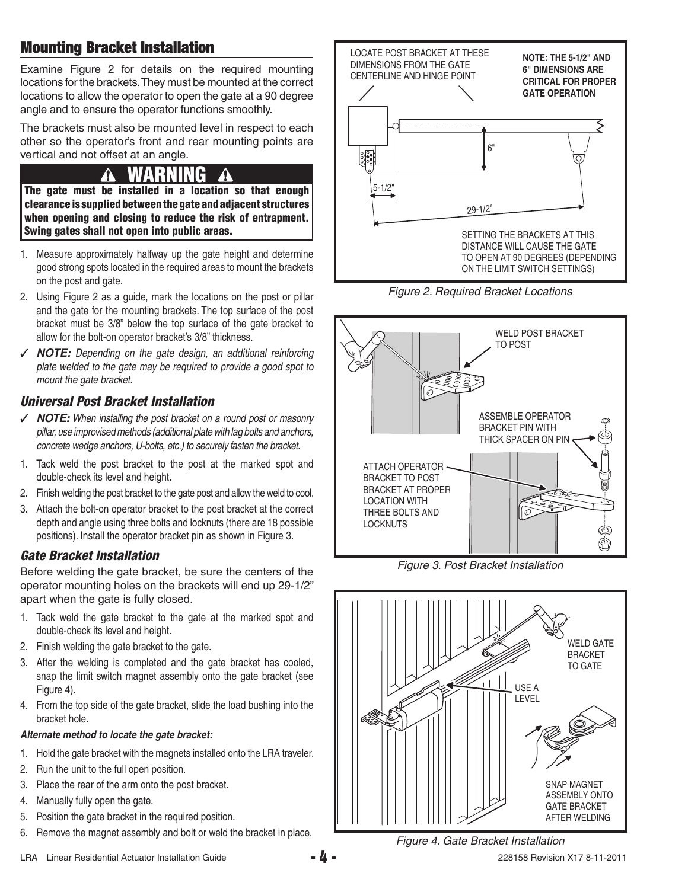## Mounting Bracket Installation

Examine Figure 2 for details on the required mounting locations for the brackets. They must be mounted at the correct locations to allow the operator to open the gate at a 90 degree angle and to ensure the operator functions smoothly.

The brackets must also be mounted level in respect to each other so the operator's front and rear mounting points are vertical and not offset at an angle.

**⚠ WARNING ⚠**

**The gate must be installed in a location so that enough clearance is supplied between the gate and adjacent structures when opening and closing to reduce the risk of entrapment. Swing gates shall not open into public areas.**

1. Measure approximately halfway up the gate height and determine good strong spots located in the required areas to mount the brackets on the post and gate.
2. Using Figure 2 as a guide, mark the locations on the post or pillar and the gate for the mounting brackets. The top surface of the post bracket must be 3/8" below the top surface of the gate bracket to allow for the bolt-on operator bracket's 3/8" thickness.

✓ ***NOTE:*** *Depending on the gate design, an additional reinforcing plate welded to the gate may be required to provide a good spot to mount the gate bracket.*

### *Universal Post Bracket Installation*

✓ ***NOTE:*** *When installing the post bracket on a round post or masonry pillar, use improvised methods (additional plate with lag bolts and anchors, concrete wedge anchors, U-bolts, etc.) to securely fasten the bracket.*

1. Tack weld the post bracket to the post at the marked spot and double-check its level and height.
2. Finish welding the post bracket to the gate post and allow the weld to cool.
3. Attach the bolt-on operator bracket to the post bracket at the correct depth and angle using three bolts and locknuts (there are 18 possible positions). Install the operator bracket pin as shown in Figure 3.

### *Gate Bracket Installation*

Before welding the gate bracket, be sure the centers of the operator mounting holes on the brackets will end up 29-1/2" apart when the gate is fully closed.

1. Tack weld the gate bracket to the gate at the marked spot and double-check its level and height.
2. Finish welding the gate bracket to the gate.
3. After the welding is completed and the gate bracket has cooled, snap the limit switch magnet assembly onto the gate bracket (see Figure 4).
4. From the top side of the gate bracket, slide the load bushing into the bracket hole.

***Alternate method to locate the gate bracket:***

1. Hold the gate bracket with the magnets installed onto the LRA traveler.
2. Run the unit to the full open position.
3. Place the rear of the arm onto the post bracket.
4. Manually fully open the gate.
5. Position the gate bracket in the required position.
6. Remove the magnet assembly and bolt or weld the bracket in place.

LOCATE POST BRACKET AT THESE DIMENSIONS FROM THE GATE CENTERLINE AND HINGE POINT

**NOTE: THE 5-1/2" AND 6" DIMENSIONS ARE CRITICAL FOR PROPER GATE OPERATION**

6"

5-1/2"

29-1/2"

SETTING THE BRACKETS AT THIS DISTANCE WILL CAUSE THE GATE TO OPEN AT 90 DEGREES (DEPENDING ON THE LIMIT SWITCH SETTINGS)

*Figure 2. Required Bracket Locations*

WELD POST BRACKET TO POST

ASSEMBLE OPERATOR BRACKET PIN WITH THICK SPACER ON PIN

ATTACH OPERATOR BRACKET TO POST BRACKET AT PROPER LOCATION WITH THREE BOLTS AND LOCKNUTS

*Figure 3. Post Bracket Installation*

WELD GATE BRACKET TO GATE

USE A LEVEL

SNAP MAGNET ASSEMBLY ONTO GATE BRACKET AFTER WELDING

*Figure 4. Gate Bracket Installation*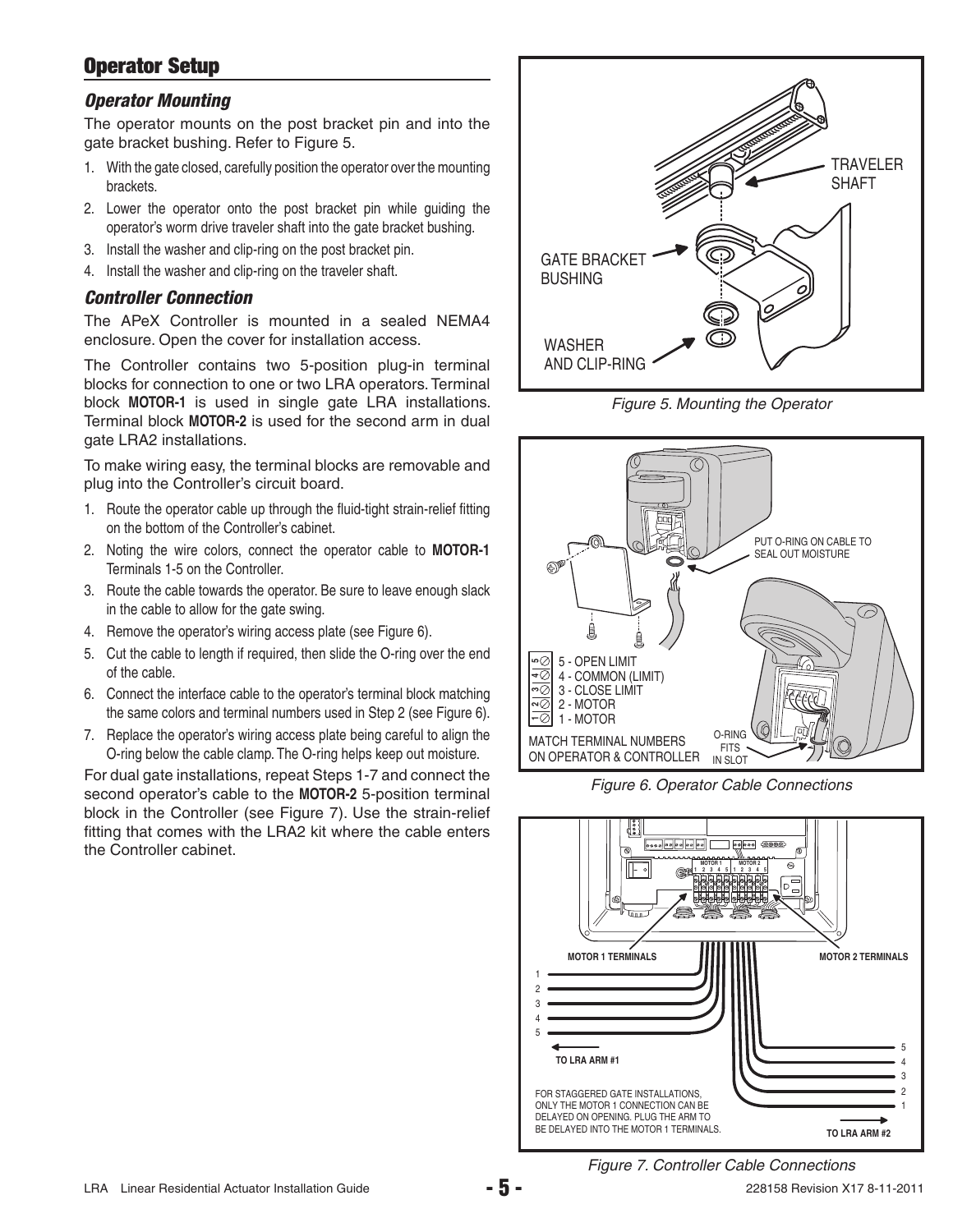## Operator Setup

### *Operator Mounting*

The operator mounts on the post bracket pin and into the gate bracket bushing. Refer to Figure 5.

1. With the gate closed, carefully position the operator over the mounting brackets.
2. Lower the operator onto the post bracket pin while guiding the operator's worm drive traveler shaft into the gate bracket bushing.
3. Install the washer and clip-ring on the post bracket pin.
4. Install the washer and clip-ring on the traveler shaft.

### *Controller Connection*

The APeX Controller is mounted in a sealed NEMA4 enclosure. Open the cover for installation access.

The Controller contains two 5-position plug-in terminal blocks for connection to one or two LRA operators. Terminal block **MOTOR-1** is used in single gate LRA installations. Terminal block **MOTOR-2** is used for the second arm in dual gate LRA2 installations.

To make wiring easy, the terminal blocks are removable and plug into the Controller's circuit board.

1. Route the operator cable up through the fluid-tight strain-relief fitting on the bottom of the Controller's cabinet.
2. Noting the wire colors, connect the operator cable to **MOTOR-1** Terminals 1-5 on the Controller.
3. Route the cable towards the operator. Be sure to leave enough slack in the cable to allow for the gate swing.
4. Remove the operator's wiring access plate (see Figure 6).
5. Cut the cable to length if required, then slide the O-ring over the end of the cable.
6. Connect the interface cable to the operator's terminal block matching the same colors and terminal numbers used in Step 2 (see Figure 6).
7. Replace the operator's wiring access plate being careful to align the O-ring below the cable clamp. The O-ring helps keep out moisture.

For dual gate installations, repeat Steps 1-7 and connect the second operator's cable to the **MOTOR-2** 5-position terminal block in the Controller (see Figure 7). Use the strain-relief fitting that comes with the LRA2 kit where the cable enters the Controller cabinet.

TRAVELER SHAFT

GATE BRACKET BUSHING

WASHER AND CLIP-RING

*Figure 5. Mounting the Operator*

PUT O-RING ON CABLE TO SEAL OUT MOISTURE

5 - OPEN LIMIT
4 - COMMON (LIMIT)
3 - CLOSE LIMIT
2 - MOTOR
1 - MOTOR

MATCH TERMINAL NUMBERS ON OPERATOR & CONTROLLER

O-RING FITS IN SLOT

*Figure 6. Operator Cable Connections*

MOTOR 1 TERMINALS

MOTOR 2 TERMINALS

TO LRA ARM #1

TO LRA ARM #2

FOR STAGGERED GATE INSTALLATIONS, ONLY THE MOTOR 1 CONNECTION CAN BE DELAYED ON OPENING. PLUG THE ARM TO BE DELAYED INTO THE MOTOR 1 TERMINALS.

*Figure 7. Controller Cable Connections*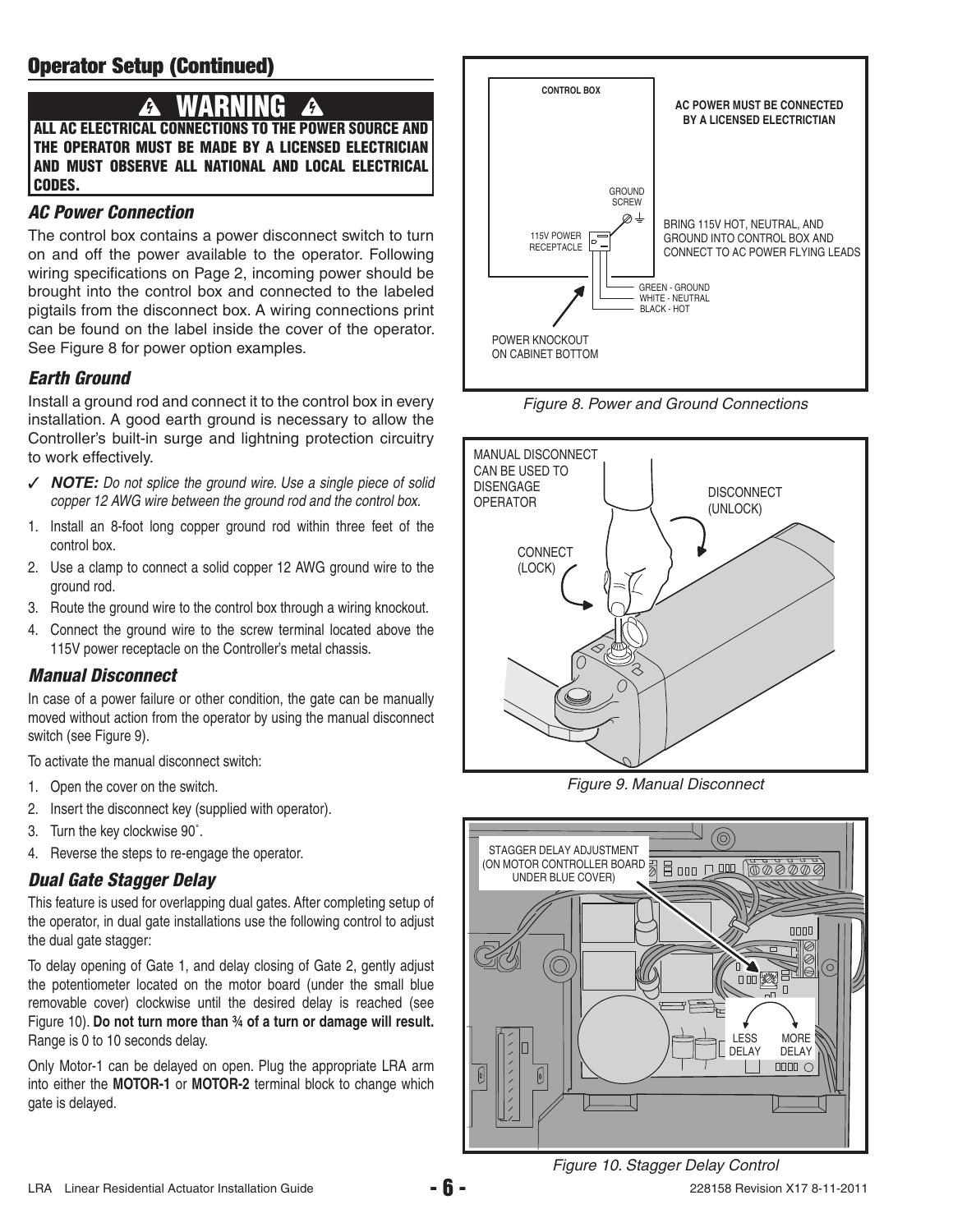## Operator Setup (Continued)

**⚠ WARNING ⚠**

**ALL AC ELECTRICAL CONNECTIONS TO THE POWER SOURCE AND THE OPERATOR MUST BE MADE BY A LICENSED ELECTRICIAN AND MUST OBSERVE ALL NATIONAL AND LOCAL ELECTRICAL CODES.**

### *AC Power Connection*

The control box contains a power disconnect switch to turn on and off the power available to the operator. Following wiring specifications on Page 2, incoming power should be brought into the control box and connected to the labeled pigtails from the disconnect box. A wiring connections print can be found on the label inside the cover of the operator. See Figure 8 for power option examples.

### *Earth Ground*

Install a ground rod and connect it to the control box in every installation. A good earth ground is necessary to allow the Controller's built-in surge and lightning protection circuitry to work effectively.

✓ ***NOTE:*** *Do not splice the ground wire. Use a single piece of solid copper 12 AWG wire between the ground rod and the control box.*

1. Install an 8-foot long copper ground rod within three feet of the control box.
2. Use a clamp to connect a solid copper 12 AWG ground wire to the ground rod.
3. Route the ground wire to the control box through a wiring knockout.
4. Connect the ground wire to the screw terminal located above the 115V power receptacle on the Controller's metal chassis.

### *Manual Disconnect*

In case of a power failure or other condition, the gate can be manually moved without action from the operator by using the manual disconnect switch (see Figure 9).

To activate the manual disconnect switch:

1. Open the cover on the switch.
2. Insert the disconnect key (supplied with operator).
3. Turn the key clockwise 90˚.
4. Reverse the steps to re-engage the operator.

### *Dual Gate Stagger Delay*

This feature is used for overlapping dual gates. After completing setup of the operator, in dual gate installations use the following control to adjust the dual gate stagger:

To delay opening of Gate 1, and delay closing of Gate 2, gently adjust the potentiometer located on the motor board (under the small blue removable cover) clockwise until the desired delay is reached (see Figure 10). **Do not turn more than ¾ of a turn or damage will result.** Range is 0 to 10 seconds delay.

Only Motor-1 can be delayed on open. Plug the appropriate LRA arm into either the **MOTOR-1** or **MOTOR-2** terminal block to change which gate is delayed.

CONTROL BOX

AC POWER MUST BE CONNECTED BY A LICENSED ELECTRICTIAN

GROUND SCREW

115V POWER RECEPTACLE

BRING 115V HOT, NEUTRAL, AND GROUND INTO CONTROL BOX AND CONNECT TO AC POWER FLYING LEADS

GREEN - GROUND
WHITE - NEUTRAL
BLACK - HOT

POWER KNOCKOUT ON CABINET BOTTOM

*Figure 8. Power and Ground Connections*

MANUAL DISCONNECT CAN BE USED TO DISENGAGE OPERATOR

DISCONNECT (UNLOCK)

CONNECT (LOCK)

*Figure 9. Manual Disconnect*

STAGGER DELAY ADJUSTMENT (ON MOTOR CONTROLLER BOARD UNDER BLUE COVER)

LESS DELAY

MORE DELAY

*Figure 10. Stagger Delay Control*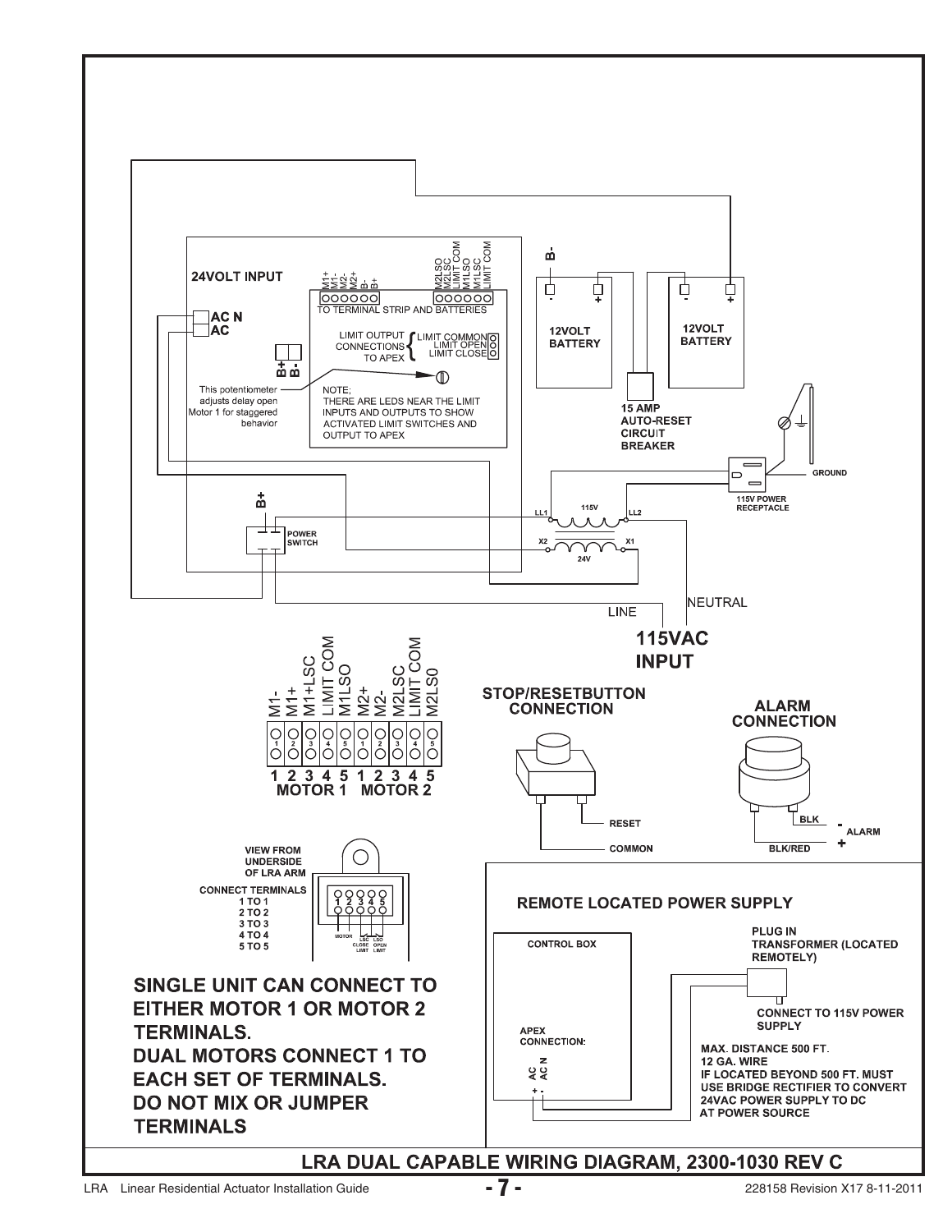24VOLT INPUT

AC N
AC

B+ B-

This potentiometer adjusts delay open Motor 1 for staggered behavior

M1+ M1- M2- M2+ B- B+

TO TERMINAL STRIP AND BATTERIES

M2LSO M2LSC LIMIT COM M1LSO M1LSC LIMIT COM

LIMIT OUTPUT CONNECTIONS TO APEX { LIMIT COMMON LIMIT OPEN LIMIT CLOSE

NOTE;
THERE ARE LEDS NEAR THE LIMIT INPUTS AND OUTPUTS TO SHOW ACTIVATED LIMIT SWITCHES AND OUTPUT TO APEX

B-

12VOLT BATTERY

12VOLT BATTERY

15 AMP AUTO-RESET CIRCUIT BREAKER

GROUND

115V POWER RECEPTACLE

B+

POWER SWITCH

LL1 115V LL2

X2 24V X1

NEUTRAL

LINE

115VAC INPUT

| M1- | M1+ | M1+LSC | LIMIT COM | M1LSO | M2+ | M2- | M2LSC | LIMIT COM | M2LS0 |
|---|---|---|---|---|---|---|---|---|---|
| 1 | 2 | 3 | 4 | 5 | 1 | 2 | 3 | 4 | 5 |
| MOTOR 1 | | | | | MOTOR 2 | | | | |

STOP/RESETBUTTON CONNECTION

RESET
COMMON

ALARM CONNECTION

BLK - ALARM
BLK/RED +

VIEW FROM UNDERSIDE OF LRA ARM

CONNECT TERMINALS
1 TO 1
2 TO 2
3 TO 3
4 TO 4
5 TO 5

MOTOR LSC CLOSE LIMIT LSO OPEN LIMIT

SINGLE UNIT CAN CONNECT TO EITHER MOTOR 1 OR MOTOR 2 TERMINALS.
DUAL MOTORS CONNECT 1 TO EACH SET OF TERMINALS.
DO NOT MIX OR JUMPER TERMINALS

REMOTE LOCATED POWER SUPPLY

CONTROL BOX

APEX CONNECTION:
AC AC N
+ -

PLUG IN TRANSFORMER (LOCATED REMOTELY)

CONNECT TO 115V POWER SUPPLY

MAX. DISTANCE 500 FT.
12 GA. WIRE
IF LOCATED BEYOND 500 FT. MUST USE BRIDGE RECTIFIER TO CONVERT 24VAC POWER SUPPLY TO DC AT POWER SOURCE

LRA DUAL CAPABLE WIRING DIAGRAM, 2300-1030 REV C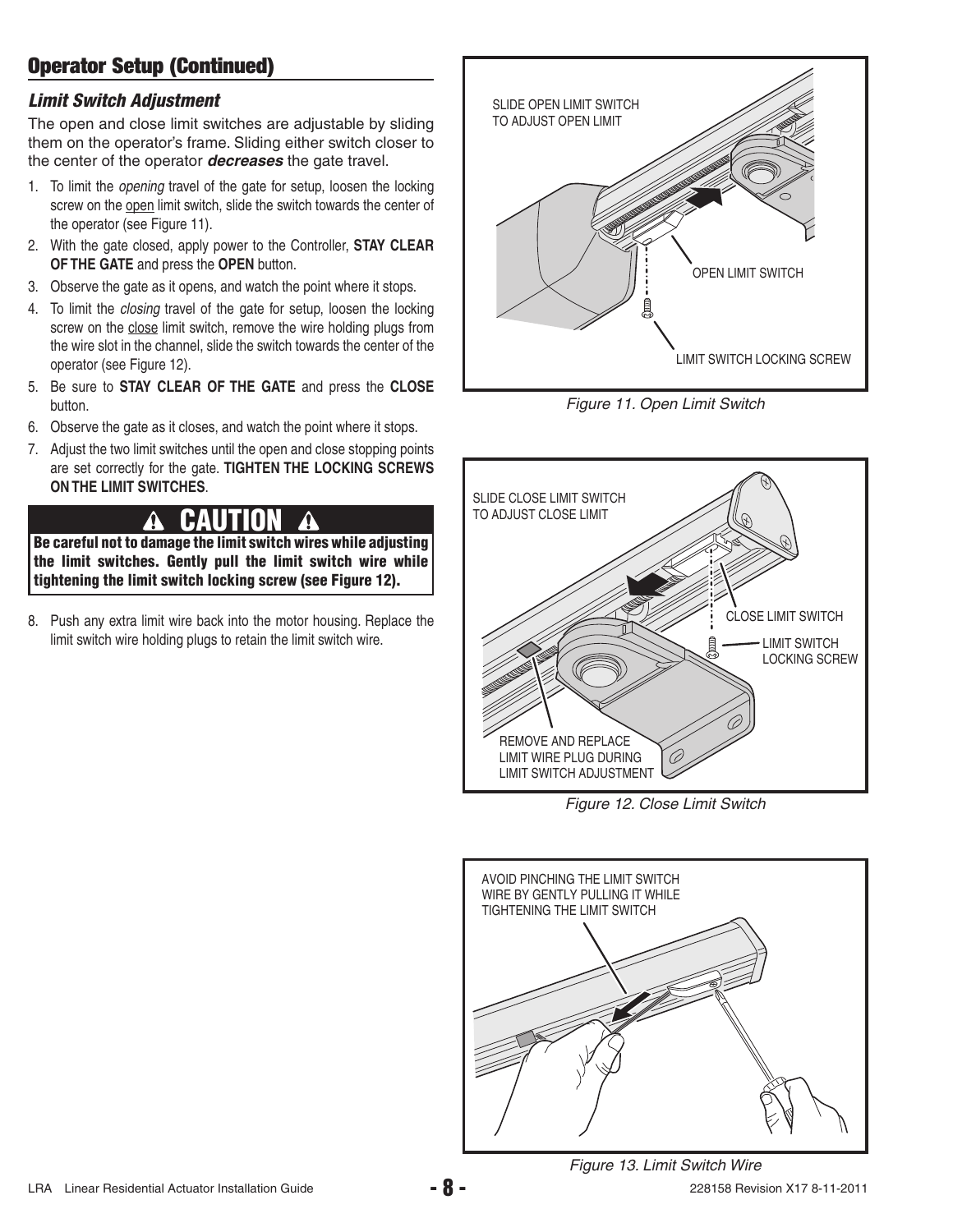## Operator Setup (Continued)

### *Limit Switch Adjustment*

The open and close limit switches are adjustable by sliding them on the operator's frame. Sliding either switch closer to the center of the operator ***decreases*** the gate travel.

1. To limit the *opening* travel of the gate for setup, loosen the locking screw on the open limit switch, slide the switch towards the center of the operator (see Figure 11).
2. With the gate closed, apply power to the Controller, **STAY CLEAR OF THE GATE** and press the **OPEN** button.
3. Observe the gate as it opens, and watch the point where it stops.
4. To limit the *closing* travel of the gate for setup, loosen the locking screw on the close limit switch, remove the wire holding plugs from the wire slot in the channel, slide the switch towards the center of the operator (see Figure 12).
5. Be sure to **STAY CLEAR OF THE GATE** and press the **CLOSE** button.
6. Observe the gate as it closes, and watch the point where it stops.
7. Adjust the two limit switches until the open and close stopping points are set correctly for the gate. **TIGHTEN THE LOCKING SCREWS ON THE LIMIT SWITCHES**.

**⚠ CAUTION ⚠**

**Be careful not to damage the limit switch wires while adjusting the limit switches. Gently pull the limit switch wire while tightening the limit switch locking screw (see Figure 12).**

8. Push any extra limit wire back into the motor housing. Replace the limit switch wire holding plugs to retain the limit switch wire.

SLIDE OPEN LIMIT SWITCH TO ADJUST OPEN LIMIT

OPEN LIMIT SWITCH

LIMIT SWITCH LOCKING SCREW

*Figure 11. Open Limit Switch*

SLIDE CLOSE LIMIT SWITCH TO ADJUST CLOSE LIMIT

CLOSE LIMIT SWITCH

LIMIT SWITCH LOCKING SCREW

REMOVE AND REPLACE LIMIT WIRE PLUG DURING LIMIT SWITCH ADJUSTMENT

*Figure 12. Close Limit Switch*

AVOID PINCHING THE LIMIT SWITCH WIRE BY GENTLY PULLING IT WHILE TIGHTENING THE LIMIT SWITCH

*Figure 13. Limit Switch Wire*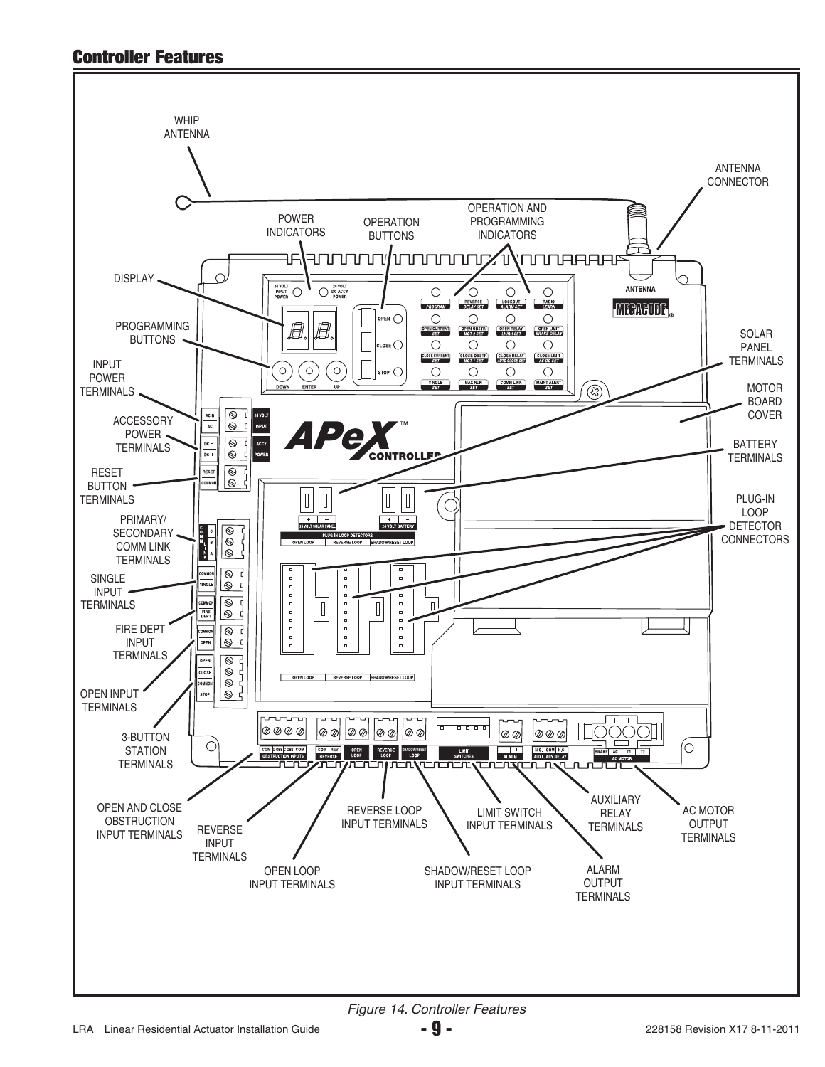## Controller Features

- WHIP ANTENNA
- ANTENNA CONNECTOR
- POWER INDICATORS
- OPERATION BUTTONS
- OPERATION AND PROGRAMMING INDICATORS
- DISPLAY
- PROGRAMMING BUTTONS
- INPUT POWER TERMINALS
- ACCESSORY POWER TERMINALS
- RESET BUTTON TERMINALS
- PRIMARY/ SECONDARY COMM LINK TERMINALS
- SINGLE INPUT TERMINALS
- FIRE DEPT INPUT TERMINALS
- OPEN INPUT TERMINALS
- 3-BUTTON STATION TERMINALS
- SOLAR PANEL TERMINALS
- MOTOR BOARD COVER
- BATTERY TERMINALS
- PLUG-IN LOOP DETECTOR CONNECTORS
- OPEN AND CLOSE OBSTRUCTION INPUT TERMINALS
- REVERSE INPUT TERMINALS
- OPEN LOOP INPUT TERMINALS
- REVERSE LOOP INPUT TERMINALS
- SHADOW/RESET LOOP INPUT TERMINALS
- LIMIT SWITCH INPUT TERMINALS
- ALARM OUTPUT TERMINALS
- AUXILIARY RELAY TERMINALS
- AC MOTOR OUTPUT TERMINALS

*Figure 14. Controller Features*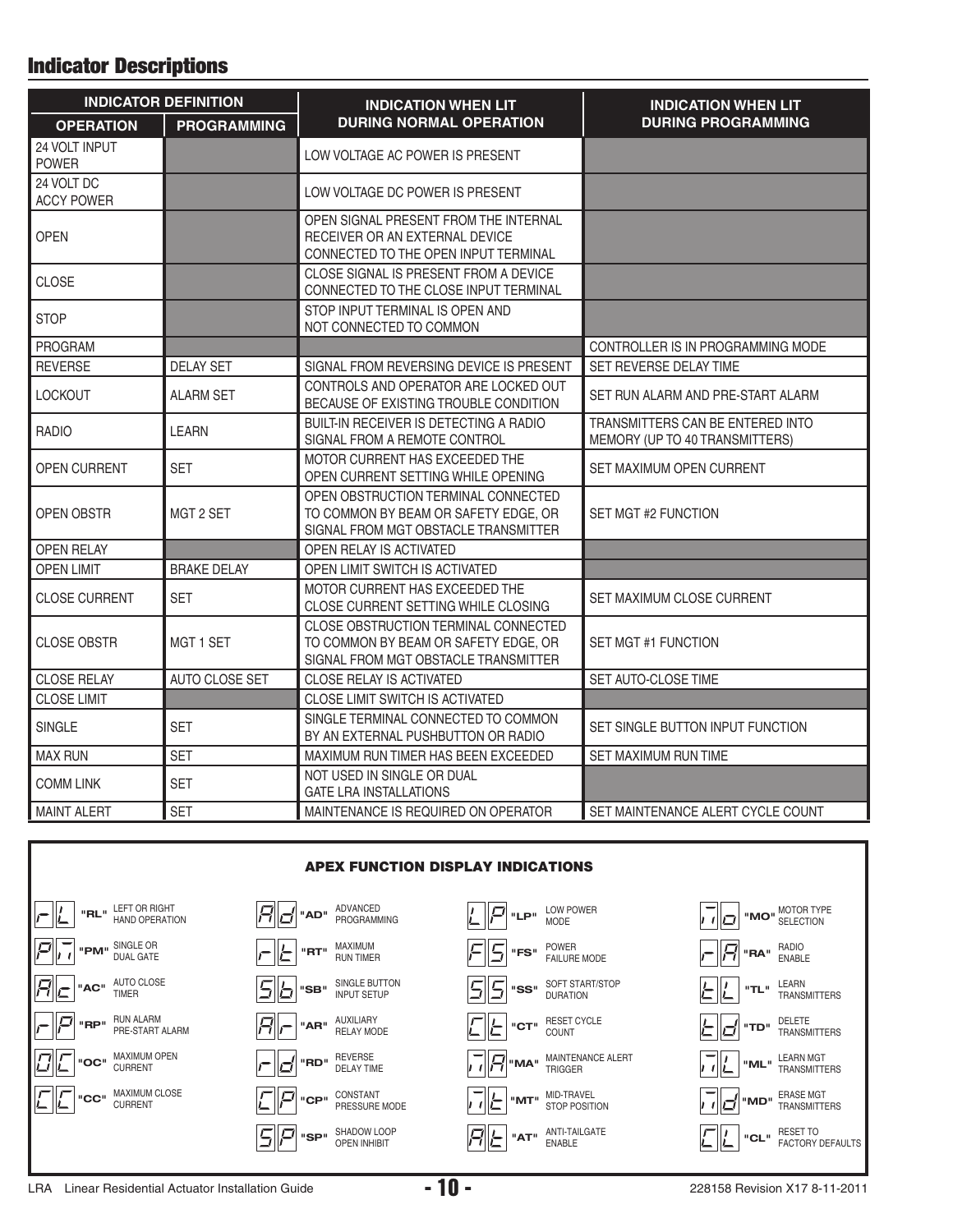## Indicator Descriptions

| INDICATOR DEFINITION | | INDICATION WHEN LIT DURING NORMAL OPERATION | INDICATION WHEN LIT DURING PROGRAMMING |
|---|---|---|---|
| **OPERATION** | **PROGRAMMING** | | |
| 24 VOLT INPUT POWER | | LOW VOLTAGE AC POWER IS PRESENT | |
| 24 VOLT DC ACCY POWER | | LOW VOLTAGE DC POWER IS PRESENT | |
| OPEN | | OPEN SIGNAL PRESENT FROM THE INTERNAL RECEIVER OR AN EXTERNAL DEVICE CONNECTED TO THE OPEN INPUT TERMINAL | |
| CLOSE | | CLOSE SIGNAL IS PRESENT FROM A DEVICE CONNECTED TO THE CLOSE INPUT TERMINAL | |
| STOP | | STOP INPUT TERMINAL IS OPEN AND NOT CONNECTED TO COMMON | |
| PROGRAM | | | CONTROLLER IS IN PROGRAMMING MODE |
| REVERSE | DELAY SET | SIGNAL FROM REVERSING DEVICE IS PRESENT | SET REVERSE DELAY TIME |
| LOCKOUT | ALARM SET | CONTROLS AND OPERATOR ARE LOCKED OUT BECAUSE OF EXISTING TROUBLE CONDITION | SET RUN ALARM AND PRE-START ALARM |
| RADIO | LEARN | BUILT-IN RECEIVER IS DETECTING A RADIO SIGNAL FROM A REMOTE CONTROL | TRANSMITTERS CAN BE ENTERED INTO MEMORY (UP TO 40 TRANSMITTERS) |
| OPEN CURRENT | SET | MOTOR CURRENT HAS EXCEEDED THE OPEN CURRENT SETTING WHILE OPENING | SET MAXIMUM OPEN CURRENT |
| OPEN OBSTR | MGT 2 SET | OPEN OBSTRUCTION TERMINAL CONNECTED TO COMMON BY BEAM OR SAFETY EDGE, OR SIGNAL FROM MGT OBSTACLE TRANSMITTER | SET MGT #2 FUNCTION |
| OPEN RELAY | | OPEN RELAY IS ACTIVATED | |
| OPEN LIMIT | BRAKE DELAY | OPEN LIMIT SWITCH IS ACTIVATED | |
| CLOSE CURRENT | SET | MOTOR CURRENT HAS EXCEEDED THE CLOSE CURRENT SETTING WHILE CLOSING | SET MAXIMUM CLOSE CURRENT |
| CLOSE OBSTR | MGT 1 SET | CLOSE OBSTRUCTION TERMINAL CONNECTED TO COMMON BY BEAM OR SAFETY EDGE, OR SIGNAL FROM MGT OBSTACLE TRANSMITTER | SET MGT #1 FUNCTION |
| CLOSE RELAY | AUTO CLOSE SET | CLOSE RELAY IS ACTIVATED | SET AUTO-CLOSE TIME |
| CLOSE LIMIT | | CLOSE LIMIT SWITCH IS ACTIVATED | |
| SINGLE | SET | SINGLE TERMINAL CONNECTED TO COMMON BY AN EXTERNAL PUSHBUTTON OR RADIO | SET SINGLE BUTTON INPUT FUNCTION |
| MAX RUN | SET | MAXIMUM RUN TIMER HAS BEEN EXCEEDED | SET MAXIMUM RUN TIME |
| COMM LINK | SET | NOT USED IN SINGLE OR DUAL GATE LRA INSTALLATIONS | |
| MAINT ALERT | SET | MAINTENANCE IS REQUIRED ON OPERATOR | SET MAINTENANCE ALERT CYCLE COUNT |

### APEX FUNCTION DISPLAY INDICATIONS

| Code | Function | Code | Function | Code | Function | Code | Function |
|---|---|---|---|---|---|---|---|
| "RL" | LEFT OR RIGHT HAND OPERATION | "AD" | ADVANCED PROGRAMMING | "LP" | LOW POWER MODE | "MO" | MOTOR TYPE SELECTION |
| "PM" | SINGLE OR DUAL GATE | "RT" | MAXIMUM RUN TIMER | "FS" | POWER FAILURE MODE | "RA" | RADIO ENABLE |
| "AC" | AUTO CLOSE TIMER | "SB" | SINGLE BUTTON INPUT SETUP | "SS" | SOFT START/STOP DURATION | "TL" | LEARN TRANSMITTERS |
| "RP" | RUN ALARM PRE-START ALARM | "AR" | AUXILIARY RELAY MODE | "CT" | RESET CYCLE COUNT | "TD" | DELETE TRANSMITTERS |
| "OC" | MAXIMUM OPEN CURRENT | "RD" | REVERSE DELAY TIME | "MA" | MAINTENANCE ALERT TRIGGER | "ML" | LEARN MGT TRANSMITTERS |
| "CC" | MAXIMUM CLOSE CURRENT | "CP" | CONSTANT PRESSURE MODE | "MT" | MID-TRAVEL STOP POSITION | "MD" | ERASE MGT TRANSMITTERS |
| | | "SP" | SHADOW LOOP OPEN INHIBIT | "AT" | ANTI-TAILGATE ENABLE | "CL" | RESET TO FACTORY DEFAULTS |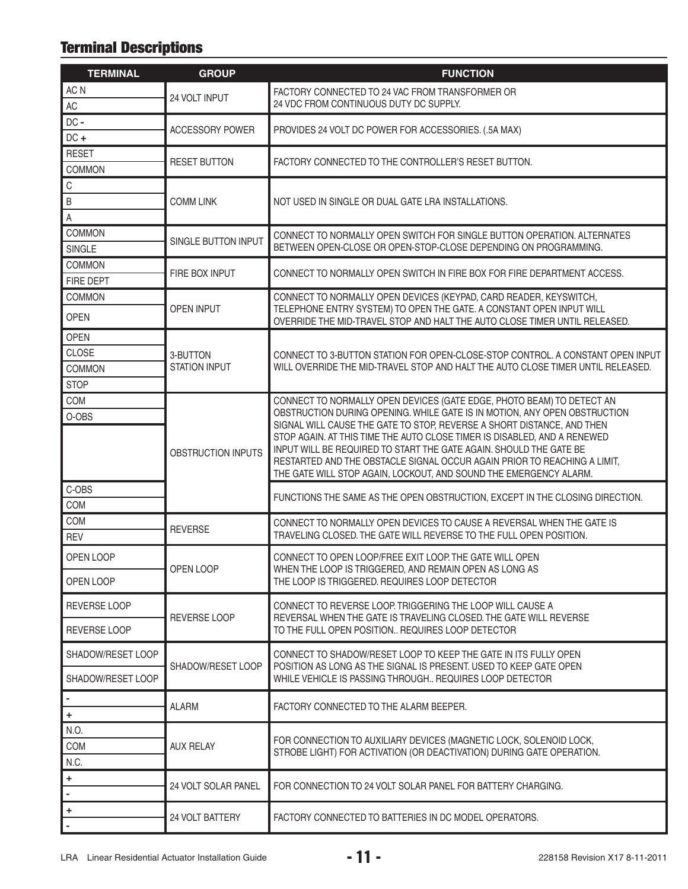## Terminal Descriptions

| TERMINAL | GROUP | FUNCTION |
|---|---|---|
| AC N<br>AC | 24 VOLT INPUT | FACTORY CONNECTED TO 24 VAC FROM TRANSFORMER OR 24 VDC FROM CONTINUOUS DUTY DC SUPPLY. |
| DC -<br>DC + | ACCESSORY POWER | PROVIDES 24 VOLT DC POWER FOR ACCESSORIES. (.5A MAX) |
| RESET<br>COMMON | RESET BUTTON | FACTORY CONNECTED TO THE CONTROLLER'S RESET BUTTON. |
| C<br>B<br>A | COMM LINK | NOT USED IN SINGLE OR DUAL GATE LRA INSTALLATIONS. |
| COMMON<br>SINGLE | SINGLE BUTTON INPUT | CONNECT TO NORMALLY OPEN SWITCH FOR SINGLE BUTTON OPERATION. ALTERNATES BETWEEN OPEN-CLOSE OR OPEN-STOP-CLOSE DEPENDING ON PROGRAMMING. |
| COMMON<br>FIRE DEPT | FIRE BOX INPUT | CONNECT TO NORMALLY OPEN SWITCH IN FIRE BOX FOR FIRE DEPARTMENT ACCESS. |
| COMMON<br>OPEN | OPEN INPUT | CONNECT TO NORMALLY OPEN DEVICES (KEYPAD, CARD READER, KEYSWITCH, TELEPHONE ENTRY SYSTEM) TO OPEN THE GATE. A CONSTANT OPEN INPUT WILL OVERRIDE THE MID-TRAVEL STOP AND HALT THE AUTO CLOSE TIMER UNTIL RELEASED. |
| OPEN<br>CLOSE<br>COMMON<br>STOP | 3-BUTTON STATION INPUT | CONNECT TO 3-BUTTON STATION FOR OPEN-CLOSE-STOP CONTROL. A CONSTANT OPEN INPUT WILL OVERRIDE THE MID-TRAVEL STOP AND HALT THE AUTO CLOSE TIMER UNTIL RELEASED. |
| COM<br>O-OBS | OBSTRUCTION INPUTS | CONNECT TO NORMALLY OPEN DEVICES (GATE EDGE, PHOTO BEAM) TO DETECT AN OBSTRUCTION DURING OPENING. WHILE GATE IS IN MOTION, ANY OPEN OBSTRUCTION SIGNAL WILL CAUSE THE GATE TO STOP, REVERSE A SHORT DISTANCE, AND THEN STOP AGAIN. AT THIS TIME THE AUTO CLOSE TIMER IS DISABLED, AND A RENEWED INPUT WILL BE REQUIRED TO START THE GATE AGAIN. SHOULD THE GATE BE RESTARTED AND THE OBSTACLE SIGNAL OCCUR AGAIN PRIOR TO REACHING A LIMIT, THE GATE WILL STOP AGAIN, LOCKOUT, AND SOUND THE EMERGENCY ALARM. |
| C-OBS<br>COM | | FUNCTIONS THE SAME AS THE OPEN OBSTRUCTION, EXCEPT IN THE CLOSING DIRECTION. |
| COM<br>REV | REVERSE | CONNECT TO NORMALLY OPEN DEVICES TO CAUSE A REVERSAL WHEN THE GATE IS TRAVELING CLOSED. THE GATE WILL REVERSE TO THE FULL OPEN POSITION. |
| OPEN LOOP<br>OPEN LOOP | OPEN LOOP | CONNECT TO OPEN LOOP/FREE EXIT LOOP. THE GATE WILL OPEN WHEN THE LOOP IS TRIGGERED, AND REMAIN OPEN AS LONG AS THE LOOP IS TRIGGERED. REQUIRES LOOP DETECTOR |
| REVERSE LOOP<br>REVERSE LOOP | REVERSE LOOP | CONNECT TO REVERSE LOOP. TRIGGERING THE LOOP WILL CAUSE A REVERSAL WHEN THE GATE IS TRAVELING CLOSED. THE GATE WILL REVERSE TO THE FULL OPEN POSITION.. REQUIRES LOOP DETECTOR |
| SHADOW/RESET LOOP<br>SHADOW/RESET LOOP | SHADOW/RESET LOOP | CONNECT TO SHADOW/RESET LOOP TO KEEP THE GATE IN ITS FULLY OPEN POSITION AS LONG AS THE SIGNAL IS PRESENT. USED TO KEEP GATE OPEN WHILE VEHICLE IS PASSING THROUGH.. REQUIRES LOOP DETECTOR |
| -<br>+ | ALARM | FACTORY CONNECTED TO THE ALARM BEEPER. |
| N.O.<br>COM<br>N.C. | AUX RELAY | FOR CONNECTION TO AUXILIARY DEVICES (MAGNETIC LOCK, SOLENOID LOCK, STROBE LIGHT) FOR ACTIVATION (OR DEACTIVATION) DURING GATE OPERATION. |
| +<br>- | 24 VOLT SOLAR PANEL | FOR CONNECTION TO 24 VOLT SOLAR PANEL FOR BATTERY CHARGING. |
| +<br>- | 24 VOLT BATTERY | FACTORY CONNECTED TO BATTERIES IN DC MODEL OPERATORS. |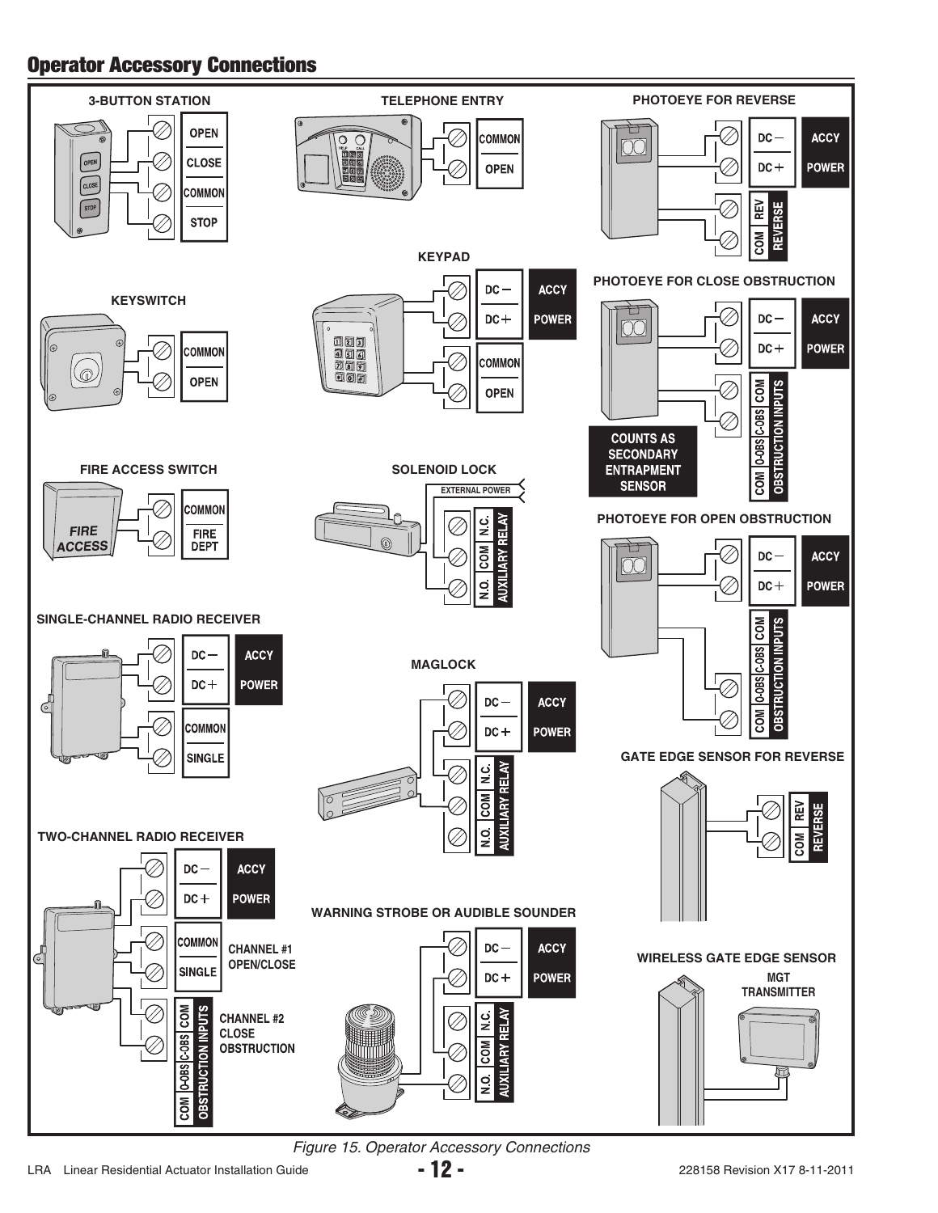## Operator Accessory Connections

**3-BUTTON STATION**

OPEN
CLOSE
COMMON
STOP

**TELEPHONE ENTRY**

COMMON
OPEN

**PHOTOEYE FOR REVERSE**

DC − / DC + — ACCY POWER
REV / COM — REVERSE

**KEYPAD**

DC − / DC + — ACCY POWER
COMMON
OPEN

**KEYSWITCH**

COMMON
OPEN

**PHOTOEYE FOR CLOSE OBSTRUCTION**

DC − / DC + — ACCY POWER
COM / C-OBS / O-OBS / COM — OBSTRUCTION INPUTS

COUNTS AS SECONDARY ENTRAPMENT SENSOR

**FIRE ACCESS SWITCH**

COMMON
FIRE DEPT

**SOLENOID LOCK**

EXTERNAL POWER
N.C. / COM / N.O. — AUXILIARY RELAY

**PHOTOEYE FOR OPEN OBSTRUCTION**

DC − / DC + — ACCY POWER
COM / C-OBS / O-OBS / COM — OBSTRUCTION INPUTS

**SINGLE-CHANNEL RADIO RECEIVER**

DC − / DC + — ACCY POWER
COMMON
SINGLE

**MAGLOCK**

DC − / DC + — ACCY POWER
N.C. / COM / N.O. — AUXILIARY RELAY

**GATE EDGE SENSOR FOR REVERSE**

REV / COM — REVERSE

**TWO-CHANNEL RADIO RECEIVER**

DC − / DC + — ACCY POWER
COMMON / SINGLE — CHANNEL #1 OPEN/CLOSE
COM / C-OBS / O-OBS / COM — OBSTRUCTION INPUTS — CHANNEL #2 CLOSE OBSTRUCTION

**WARNING STROBE OR AUDIBLE SOUNDER**

DC − / DC + — ACCY POWER
N.C. / COM / N.O. — AUXILIARY RELAY

**WIRELESS GATE EDGE SENSOR**

MGT TRANSMITTER

*Figure 15. Operator Accessory Connections*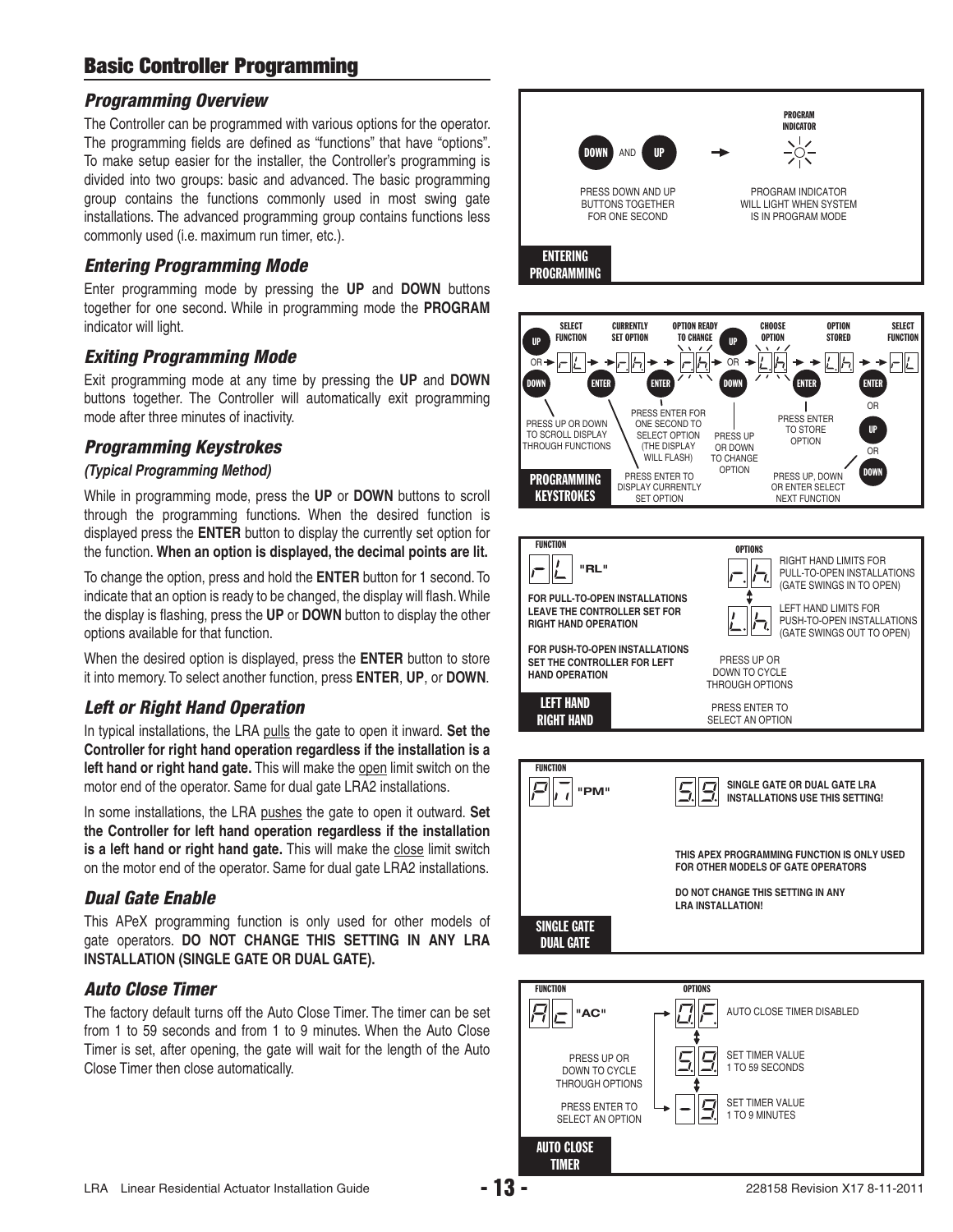# Basic Controller Programming

## Programming Overview

The Controller can be programmed with various options for the operator. The programming fields are defined as "functions" that have "options". To make setup easier for the installer, the Controller's programming is divided into two groups: basic and advanced. The basic programming group contains the functions commonly used in most swing gate installations. The advanced programming group contains functions less commonly used (i.e. maximum run timer, etc.).

## Entering Programming Mode

Enter programming mode by pressing the **UP** and **DOWN** buttons together for one second. While in programming mode the **PROGRAM** indicator will light.

## Exiting Programming Mode

Exit programming mode at any time by pressing the **UP** and **DOWN** buttons together. The Controller will automatically exit programming mode after three minutes of inactivity.

## Programming Keystrokes

***(Typical Programming Method)***

While in programming mode, press the **UP** or **DOWN** buttons to scroll through the programming functions. When the desired function is displayed press the **ENTER** button to display the currently set option for the function. **When an option is displayed, the decimal points are lit.**

To change the option, press and hold the **ENTER** button for 1 second. To indicate that an option is ready to be changed, the display will flash. While the display is flashing, press the **UP** or **DOWN** button to display the other options available for that function.

When the desired option is displayed, press the **ENTER** button to store it into memory. To select another function, press **ENTER**, **UP**, or **DOWN**.

## Left or Right Hand Operation

In typical installations, the LRA pulls the gate to open it inward. **Set the Controller for right hand operation regardless if the installation is a left hand or right hand gate.** This will make the open limit switch on the motor end of the operator. Same for dual gate LRA2 installations.

In some installations, the LRA pushes the gate to open it outward. **Set the Controller for left hand operation regardless if the installation is a left hand or right hand gate.** This will make the close limit switch on the motor end of the operator. Same for dual gate LRA2 installations.

## Dual Gate Enable

This APeX programming function is only used for other models of gate operators. **DO NOT CHANGE THIS SETTING IN ANY LRA INSTALLATION (SINGLE GATE OR DUAL GATE).**

## Auto Close Timer

The factory default turns off the Auto Close Timer. The timer can be set from 1 to 59 seconds and from 1 to 9 minutes. When the Auto Close Timer is set, after opening, the gate will wait for the length of the Auto Close Timer then close automatically.

---

**ENTERING PROGRAMMING**

DOWN AND UP → PROGRAM INDICATOR

PRESS DOWN AND UP BUTTONS TOGETHER FOR ONE SECOND

PROGRAM INDICATOR WILL LIGHT WHEN SYSTEM IS IN PROGRAM MODE

---

**PROGRAMMING KEYSTROKES**

SELECT FUNCTION (UP OR DOWN) → rL → ENTER → CURRENTLY SET OPTION r.h. → ENTER → OPTION READY TO CHANGE r.h. (flashing) → UP OR DOWN → CHOOSE OPTION L.h. → ENTER → OPTION STORED L.h. → ENTER OR UP OR DOWN → SELECT FUNCTION rL

PRESS UP OR DOWN TO SCROLL DISPLAY THROUGH FUNCTIONS

PRESS ENTER TO DISPLAY CURRENTLY SET OPTION

PRESS ENTER FOR ONE SECOND TO SELECT OPTION (THE DISPLAY WILL FLASH)

PRESS UP OR DOWN TO CHANGE OPTION

PRESS ENTER TO STORE OPTION

PRESS UP, DOWN OR ENTER SELECT NEXT FUNCTION

---

**LEFT HAND RIGHT HAND**

FUNCTION: rL "RL"

FOR PULL-TO-OPEN INSTALLATIONS LEAVE THE CONTROLLER SET FOR RIGHT HAND OPERATION

FOR PUSH-TO-OPEN INSTALLATIONS SET THE CONTROLLER FOR LEFT HAND OPERATION

OPTIONS:

- r.h. — RIGHT HAND LIMITS FOR PULL-TO-OPEN INSTALLATIONS (GATE SWINGS IN TO OPEN)
- L.h. — LEFT HAND LIMITS FOR PUSH-TO-OPEN INSTALLATIONS (GATE SWINGS OUT TO OPEN)

PRESS UP OR DOWN TO CYCLE THROUGH OPTIONS

PRESS ENTER TO SELECT AN OPTION

---

**SINGLE GATE DUAL GATE**

FUNCTION: PM "PM"

5.9. — SINGLE GATE OR DUAL GATE LRA INSTALLATIONS USE THIS SETTING!

THIS APEX PROGRAMMING FUNCTION IS ONLY USED FOR OTHER MODELS OF GATE OPERATORS

DO NOT CHANGE THIS SETTING IN ANY LRA INSTALLATION!

---

**AUTO CLOSE TIMER**

FUNCTION: Ac "AC"

OPTIONS:

- 0.F. — AUTO CLOSE TIMER DISABLED
- 5.9. — SET TIMER VALUE 1 TO 59 SECONDS
- -.9. — SET TIMER VALUE 1 TO 9 MINUTES

PRESS UP OR DOWN TO CYCLE THROUGH OPTIONS

PRESS ENTER TO SELECT AN OPTION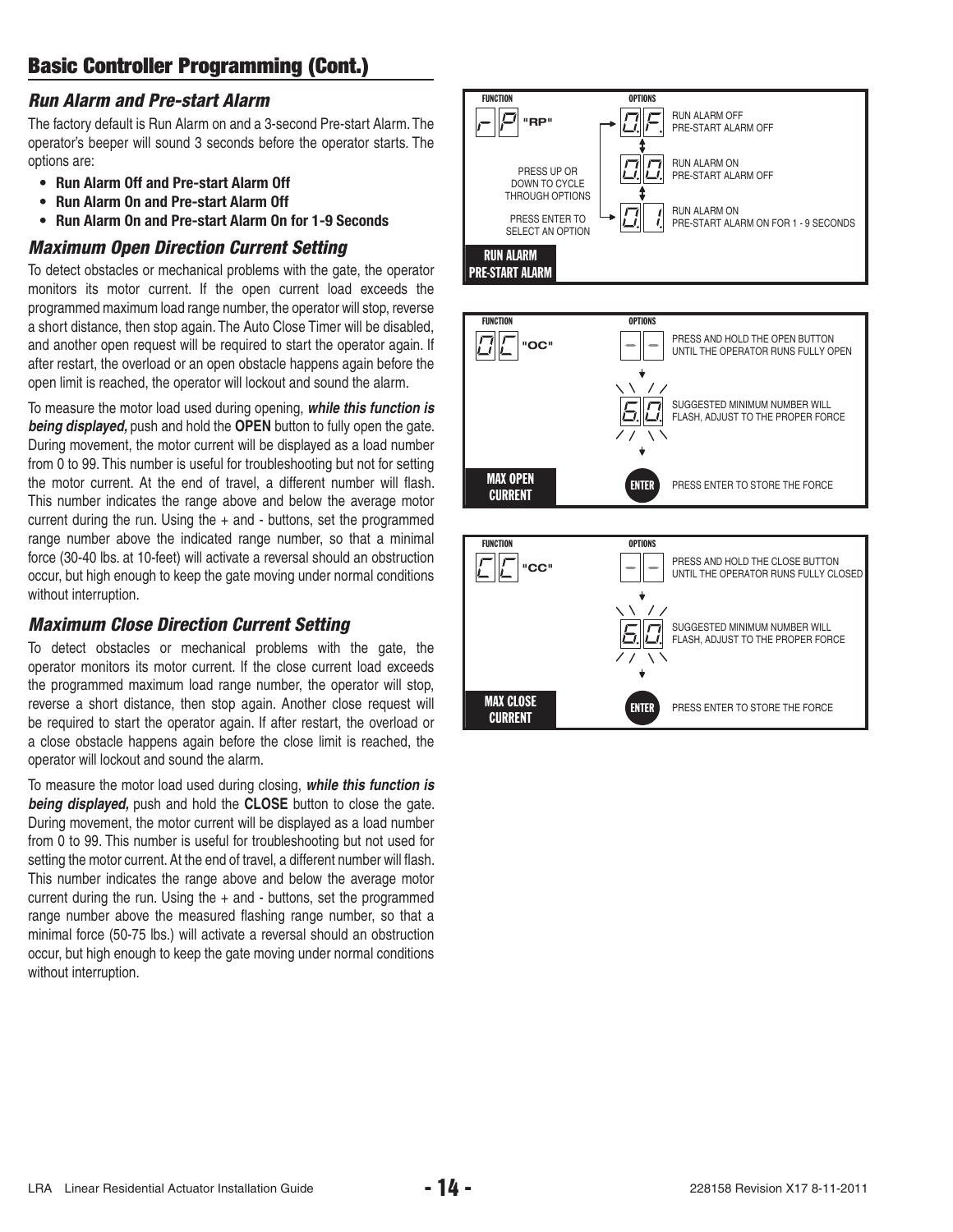## Basic Controller Programming (Cont.)

### *Run Alarm and Pre-start Alarm*

The factory default is Run Alarm on and a 3-second Pre-start Alarm. The operator's beeper will sound 3 seconds before the operator starts. The options are:

- **Run Alarm Off and Pre-start Alarm Off**
- **Run Alarm On and Pre-start Alarm Off**
- **Run Alarm On and Pre-start Alarm On for 1-9 Seconds**

### *Maximum Open Direction Current Setting*

To detect obstacles or mechanical problems with the gate, the operator monitors its motor current. If the open current load exceeds the programmed maximum load range number, the operator will stop, reverse a short distance, then stop again. The Auto Close Timer will be disabled, and another open request will be required to start the operator again. If after restart, the overload or an open obstacle happens again before the open limit is reached, the operator will lockout and sound the alarm.

To measure the motor load used during opening, ***while this function is being displayed,*** push and hold the **OPEN** button to fully open the gate. During movement, the motor current will be displayed as a load number from 0 to 99. This number is useful for troubleshooting but not for setting the motor current. At the end of travel, a different number will flash. This number indicates the range above and below the average motor current during the run. Using the + and - buttons, set the programmed range number above the indicated range number, so that a minimal force (30-40 lbs. at 10-feet) will activate a reversal should an obstruction occur, but high enough to keep the gate moving under normal conditions without interruption.

### *Maximum Close Direction Current Setting*

To detect obstacles or mechanical problems with the gate, the operator monitors its motor current. If the close current load exceeds the programmed maximum load range number, the operator will stop, reverse a short distance, then stop again. Another close request will be required to start the operator again. If after restart, the overload or a close obstacle happens again before the close limit is reached, the operator will lockout and sound the alarm.

To measure the motor load used during closing, ***while this function is being displayed,*** push and hold the **CLOSE** button to close the gate. During movement, the motor current will be displayed as a load number from 0 to 99. This number is useful for troubleshooting but not used for setting the motor current. At the end of travel, a different number will flash. This number indicates the range above and below the average motor current during the run. Using the + and - buttons, set the programmed range number above the measured flashing range number, so that a minimal force (50-75 lbs.) will activate a reversal should an obstruction occur, but high enough to keep the gate moving under normal conditions without interruption.

**RUN ALARM PRE-START ALARM**

| FUNCTION | OPTIONS | |
|---|---|---|
| rP "RP" | 0.F. | RUN ALARM OFF PRE-START ALARM OFF |
| PRESS UP OR DOWN TO CYCLE THROUGH OPTIONS | 0.0. | RUN ALARM ON PRE-START ALARM OFF |
| PRESS ENTER TO SELECT AN OPTION | 0. 1. | RUN ALARM ON PRE-START ALARM ON FOR 1 - 9 SECONDS |

**MAX OPEN CURRENT**

| FUNCTION | OPTIONS | |
|---|---|---|
| OC "OC" | - - | PRESS AND HOLD THE OPEN BUTTON UNTIL THE OPERATOR RUNS FULLY OPEN |
| | 6.0. | SUGGESTED MINIMUM NUMBER WILL FLASH, ADJUST TO THE PROPER FORCE |
| | ENTER | PRESS ENTER TO STORE THE FORCE |

**MAX CLOSE CURRENT**

| FUNCTION | OPTIONS | |
|---|---|---|
| CC "CC" | - - | PRESS AND HOLD THE CLOSE BUTTON UNTIL THE OPERATOR RUNS FULLY CLOSED |
| | 6.0. | SUGGESTED MINIMUM NUMBER WILL FLASH, ADJUST TO THE PROPER FORCE |
| | ENTER | PRESS ENTER TO STORE THE FORCE |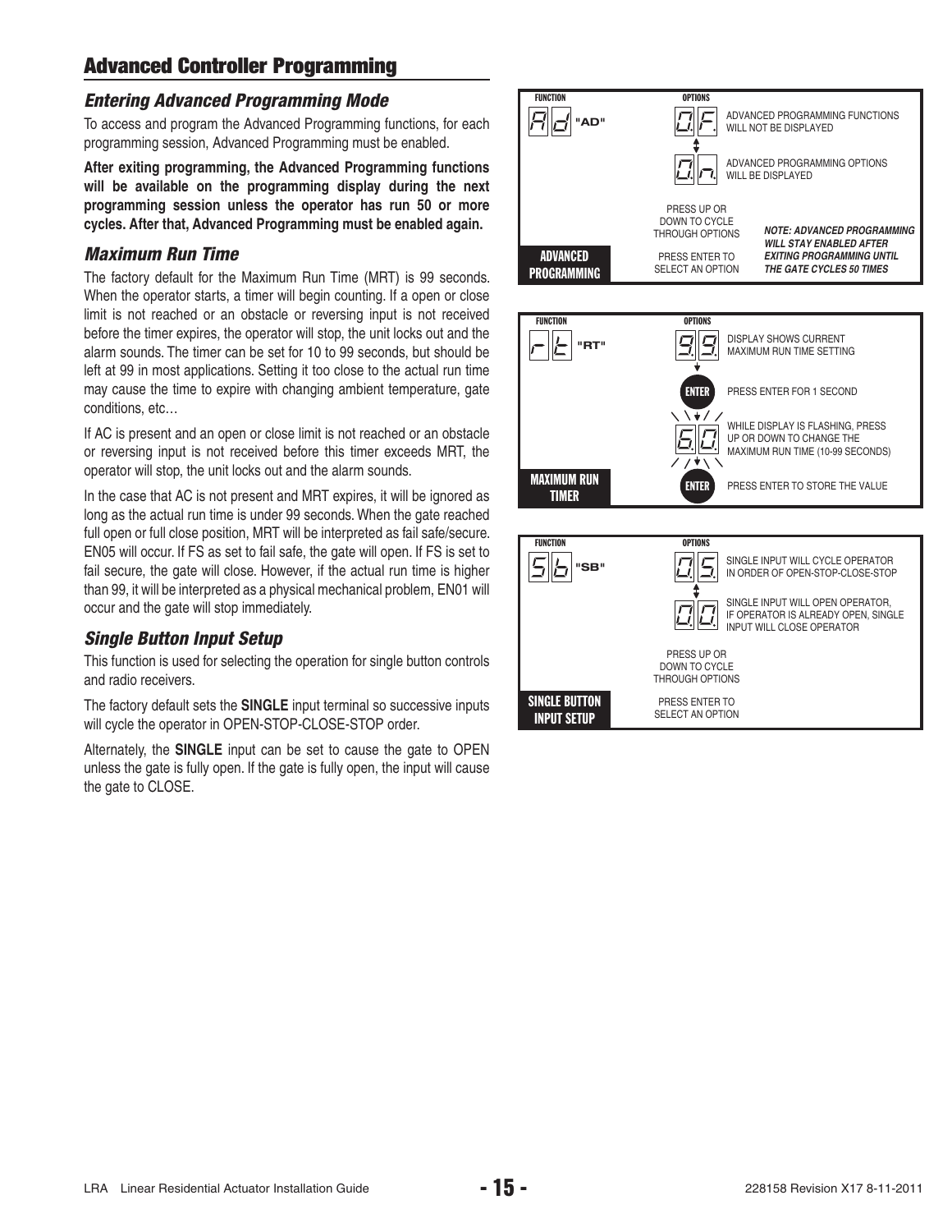## Advanced Controller Programming

### *Entering Advanced Programming Mode*

To access and program the Advanced Programming functions, for each programming session, Advanced Programming must be enabled.

**After exiting programming, the Advanced Programming functions will be available on the programming display during the next programming session unless the operator has run 50 or more cycles. After that, Advanced Programming must be enabled again.**

### *Maximum Run Time*

The factory default for the Maximum Run Time (MRT) is 99 seconds. When the operator starts, a timer will begin counting. If a open or close limit is not reached or an obstacle or reversing input is not received before the timer expires, the operator will stop, the unit locks out and the alarm sounds. The timer can be set for 10 to 99 seconds, but should be left at 99 in most applications. Setting it too close to the actual run time may cause the time to expire with changing ambient temperature, gate conditions, etc…

If AC is present and an open or close limit is not reached or an obstacle or reversing input is not received before this timer exceeds MRT, the operator will stop, the unit locks out and the alarm sounds.

In the case that AC is not present and MRT expires, it will be ignored as long as the actual run time is under 99 seconds. When the gate reached full open or full close position, MRT will be interpreted as fail safe/secure. EN05 will occur. If FS as set to fail safe, the gate will open. If FS is set to fail secure, the gate will close. However, if the actual run time is higher than 99, it will be interpreted as a physical mechanical problem, EN01 will occur and the gate will stop immediately.

### *Single Button Input Setup*

This function is used for selecting the operation for single button controls and radio receivers.

The factory default sets the **SINGLE** input terminal so successive inputs will cycle the operator in OPEN-STOP-CLOSE-STOP order.

Alternately, the **SINGLE** input can be set to cause the gate to OPEN unless the gate is fully open. If the gate is fully open, the input will cause the gate to CLOSE.

**ADVANCED PROGRAMMING**

| FUNCTION | OPTIONS | |
|---|---|---|
| Ad "AD" | 0F. | ADVANCED PROGRAMMING FUNCTIONS WILL NOT BE DISPLAYED |
| | 0n. | ADVANCED PROGRAMMING OPTIONS WILL BE DISPLAYED |
| | PRESS UP OR DOWN TO CYCLE THROUGH OPTIONS | |
| | PRESS ENTER TO SELECT AN OPTION | *NOTE: ADVANCED PROGRAMMING WILL STAY ENABLED AFTER EXITING PROGRAMMING UNTIL THE GATE CYCLES 50 TIMES* |

**MAXIMUM RUN TIMER**

| FUNCTION | OPTIONS | |
|---|---|---|
| rt "RT" | 9.9. | DISPLAY SHOWS CURRENT MAXIMUM RUN TIME SETTING |
| | ENTER | PRESS ENTER FOR 1 SECOND |
| | 6.0. | WHILE DISPLAY IS FLASHING, PRESS UP OR DOWN TO CHANGE THE MAXIMUM RUN TIME (10-99 SECONDS) |
| | ENTER | PRESS ENTER TO STORE THE VALUE |

**SINGLE BUTTON INPUT SETUP**

| FUNCTION | OPTIONS | |
|---|---|---|
| Sb "SB" | 0.S. | SINGLE INPUT WILL CYCLE OPERATOR IN ORDER OF OPEN-STOP-CLOSE-STOP |
| | 0.0. | SINGLE INPUT WILL OPEN OPERATOR, IF OPERATOR IS ALREADY OPEN, SINGLE INPUT WILL CLOSE OPERATOR |
| | PRESS UP OR DOWN TO CYCLE THROUGH OPTIONS | |
| | PRESS ENTER TO SELECT AN OPTION | |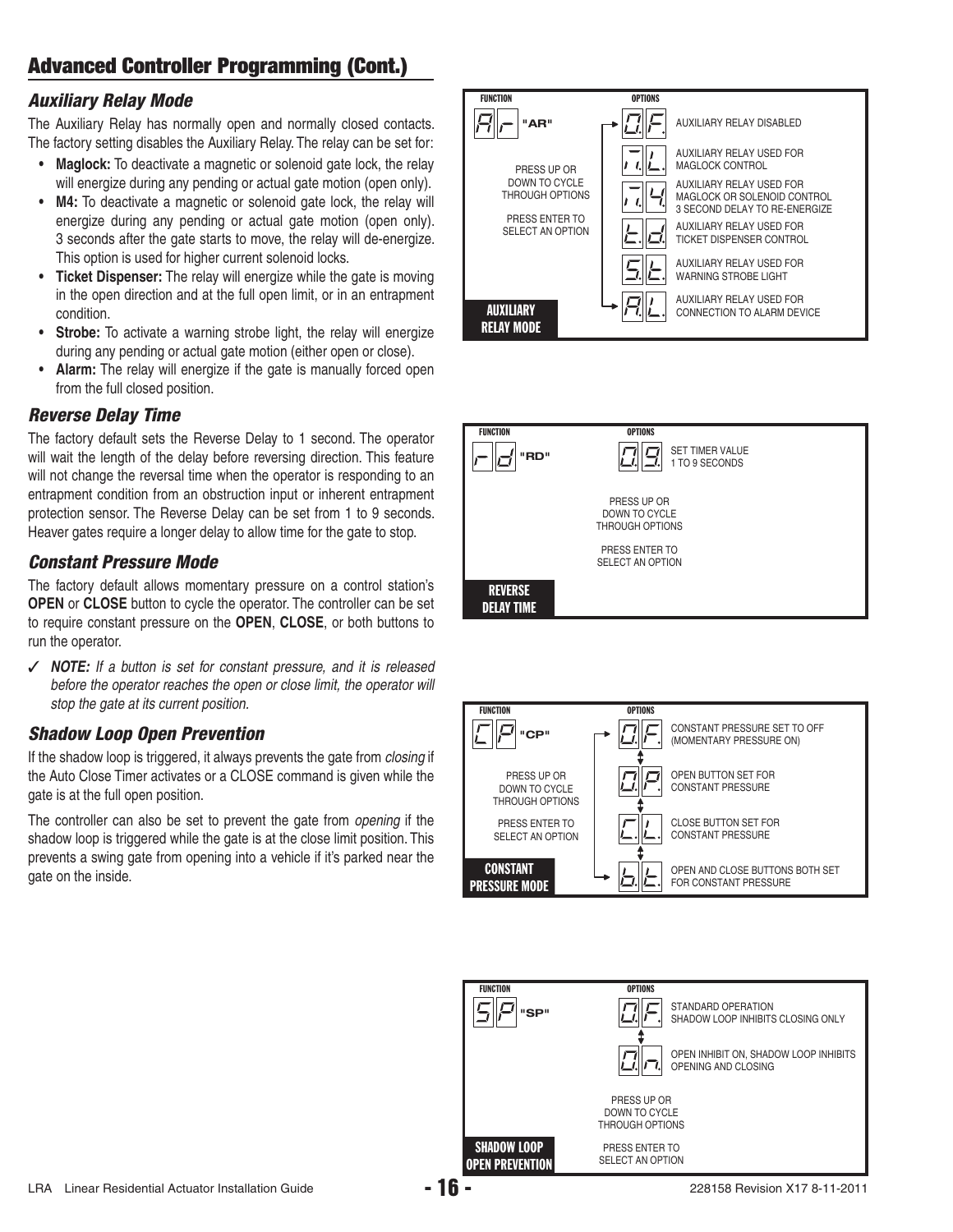## Advanced Controller Programming (Cont.)

### *Auxiliary Relay Mode*

The Auxiliary Relay has normally open and normally closed contacts. The factory setting disables the Auxiliary Relay. The relay can be set for:

- **Maglock:** To deactivate a magnetic or solenoid gate lock, the relay will energize during any pending or actual gate motion (open only).
- **M4:** To deactivate a magnetic or solenoid gate lock, the relay will energize during any pending or actual gate motion (open only). 3 seconds after the gate starts to move, the relay will de-energize. This option is used for higher current solenoid locks.
- **Ticket Dispenser:** The relay will energize while the gate is moving in the open direction and at the full open limit, or in an entrapment condition.
- **Strobe:** To activate a warning strobe light, the relay will energize during any pending or actual gate motion (either open or close).
- **Alarm:** The relay will energize if the gate is manually forced open from the full closed position.

**AUXILIARY RELAY MODE**

FUNCTION: "AR"

PRESS UP OR DOWN TO CYCLE THROUGH OPTIONS

PRESS ENTER TO SELECT AN OPTION

| OPTIONS | |
|---|---|
| 0.F. | AUXILIARY RELAY DISABLED |
| M.L. | AUXILIARY RELAY USED FOR MAGLOCK CONTROL |
| M.4 | AUXILIARY RELAY USED FOR MAGLOCK OR SOLENOID CONTROL 3 SECOND DELAY TO RE-ENERGIZE |
| t.d. | AUXILIARY RELAY USED FOR TICKET DISPENSER CONTROL |
| S.t. | AUXILIARY RELAY USED FOR WARNING STROBE LIGHT |
| A.L. | AUXILIARY RELAY USED FOR CONNECTION TO ALARM DEVICE |

### *Reverse Delay Time*

The factory default sets the Reverse Delay to 1 second. The operator will wait the length of the delay before reversing direction. This feature will not change the reversal time when the operator is responding to an entrapment condition from an obstruction input or inherent entrapment protection sensor. The Reverse Delay can be set from 1 to 9 seconds. Heaver gates require a longer delay to allow time for the gate to stop.

**REVERSE DELAY TIME**

FUNCTION: "RD"

| OPTIONS | |
|---|---|
| 0.9. | SET TIMER VALUE 1 TO 9 SECONDS |

PRESS UP OR DOWN TO CYCLE THROUGH OPTIONS

PRESS ENTER TO SELECT AN OPTION

### *Constant Pressure Mode*

The factory default allows momentary pressure on a control station's **OPEN** or **CLOSE** button to cycle the operator. The controller can be set to require constant pressure on the **OPEN**, **CLOSE**, or both buttons to run the operator.

✓ ***NOTE:*** *If a button is set for constant pressure, and it is released before the operator reaches the open or close limit, the operator will stop the gate at its current position.*

**CONSTANT PRESSURE MODE**

FUNCTION: "CP"

PRESS UP OR DOWN TO CYCLE THROUGH OPTIONS

PRESS ENTER TO SELECT AN OPTION

| OPTIONS | |
|---|---|
| 0.F. | CONSTANT PRESSURE SET TO OFF (MOMENTARY PRESSURE ON) |
| 0.P. | OPEN BUTTON SET FOR CONSTANT PRESSURE |
| C.L. | CLOSE BUTTON SET FOR CONSTANT PRESSURE |
| b.t. | OPEN AND CLOSE BUTTONS BOTH SET FOR CONSTANT PRESSURE |

### *Shadow Loop Open Prevention*

If the shadow loop is triggered, it always prevents the gate from *closing* if the Auto Close Timer activates or a CLOSE command is given while the gate is at the full open position.

The controller can also be set to prevent the gate from *opening* if the shadow loop is triggered while the gate is at the close limit position. This prevents a swing gate from opening into a vehicle if it's parked near the gate on the inside.

**SHADOW LOOP OPEN PREVENTION**

FUNCTION: "SP"

| OPTIONS | |
|---|---|
| 0.F. | STANDARD OPERATION SHADOW LOOP INHIBITS CLOSING ONLY |
| 0.n. | OPEN INHIBIT ON, SHADOW LOOP INHIBITS OPENING AND CLOSING |

PRESS UP OR DOWN TO CYCLE THROUGH OPTIONS

PRESS ENTER TO SELECT AN OPTION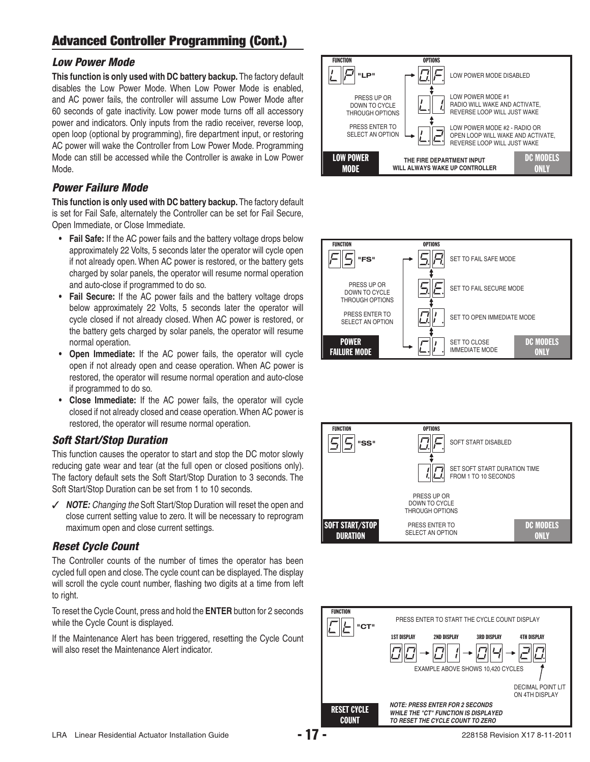## Advanced Controller Programming (Cont.)

### Low Power Mode

**This function is only used with DC battery backup.** The factory default disables the Low Power Mode. When Low Power Mode is enabled, and AC power fails, the controller will assume Low Power Mode after 60 seconds of gate inactivity. Low power mode turns off all accessory power and indicators. Only inputs from the radio receiver, reverse loop, open loop (optional by programming), fire department input, or restoring AC power will wake the Controller from Low Power Mode. Programming Mode can still be accessed while the Controller is awake in Low Power Mode.

**LOW POWER MODE** — DC MODELS ONLY

FUNCTION: LP "LP"

PRESS UP OR DOWN TO CYCLE THROUGH OPTIONS

PRESS ENTER TO SELECT AN OPTION

| OPTIONS | |
|---|---|
| 0.F. | LOW POWER MODE DISABLED |
| L. 1. | LOW POWER MODE #1 RADIO WILL WAKE AND ACTIVATE, REVERSE LOOP WILL JUST WAKE |
| L. 2. | LOW POWER MODE #2 - RADIO OR OPEN LOOP WILL WAKE AND ACTIVATE, REVERSE LOOP WILL JUST WAKE |

THE FIRE DEPARTMENT INPUT WILL ALWAYS WAKE UP CONTROLLER

### Power Failure Mode

**This function is only used with DC battery backup.** The factory default is set for Fail Safe, alternately the Controller can be set for Fail Secure, Open Immediate, or Close Immediate.

- **Fail Safe:** If the AC power fails and the battery voltage drops below approximately 22 Volts, 5 seconds later the operator will cycle open if not already open. When AC power is restored, or the battery gets charged by solar panels, the operator will resume normal operation and auto-close if programmed to do so.
- **Fail Secure:** If the AC power fails and the battery voltage drops below approximately 22 Volts, 5 seconds later the operator will cycle closed if not already closed. When AC power is restored, or the battery gets charged by solar panels, the operator will resume normal operation.
- **Open Immediate:** If the AC power fails, the operator will cycle open if not already open and cease operation. When AC power is restored, the operator will resume normal operation and auto-close if programmed to do so.
- **Close Immediate:** If the AC power fails, the operator will cycle closed if not already closed and cease operation. When AC power is restored, the operator will resume normal operation.

**POWER FAILURE MODE** — DC MODELS ONLY

FUNCTION: FS "FS"

PRESS UP OR DOWN TO CYCLE THROUGH OPTIONS

PRESS ENTER TO SELECT AN OPTION

| OPTIONS | |
|---|---|
| S.A. | SET TO FAIL SAFE MODE |
| S.E. | SET TO FAIL SECURE MODE |
| O.I. | SET TO OPEN IMMEDIATE MODE |
| C.I. | SET TO CLOSE IMMEDIATE MODE |

### Soft Start/Stop Duration

This function causes the operator to start and stop the DC motor slowly reducing gate wear and tear (at the full open or closed positions only). The factory default sets the Soft Start/Stop Duration to 3 seconds. The Soft Start/Stop Duration can be set from 1 to 10 seconds.

✓ ***NOTE:*** *Changing the* Soft Start/Stop Duration will reset the open and close current setting value to zero. It will be necessary to reprogram maximum open and close current settings.

**SOFT START/STOP DURATION** — DC MODELS ONLY

FUNCTION: SS "SS"

| OPTIONS | |
|---|---|
| 0.F. | SOFT START DISABLED |
| 1.0. | SET SOFT START DURATION TIME FROM 1 TO 10 SECONDS |

PRESS UP OR DOWN TO CYCLE THROUGH OPTIONS

PRESS ENTER TO SELECT AN OPTION

### Reset Cycle Count

The Controller counts of the number of times the operator has been cycled full open and close. The cycle count can be displayed. The display will scroll the cycle count number, flashing two digits at a time from left to right.

To reset the Cycle Count, press and hold the **ENTER** button for 2 seconds while the Cycle Count is displayed.

If the Maintenance Alert has been triggered, resetting the Cycle Count will also reset the Maintenance Alert indicator.

**RESET CYCLE COUNT**

FUNCTION: Ct "CT"

PRESS ENTER TO START THE CYCLE COUNT DISPLAY

| 1ST DISPLAY | 2ND DISPLAY | 3RD DISPLAY | 4TH DISPLAY |
|---|---|---|---|
| 00 | 01 | 04 | 20. |

EXAMPLE ABOVE SHOWS 10,420 CYCLES

DECIMAL POINT LIT ON 4TH DISPLAY

***NOTE: PRESS ENTER FOR 2 SECONDS WHILE THE "CT" FUNCTION IS DISPLAYED TO RESET THE CYCLE COUNT TO ZERO***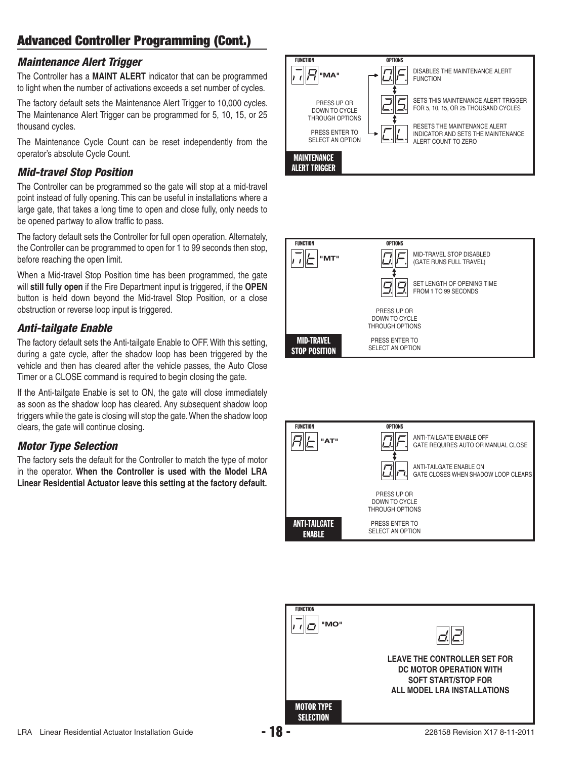## Advanced Controller Programming (Cont.)

### *Maintenance Alert Trigger*

The Controller has a **MAINT ALERT** indicator that can be programmed to light when the number of activations exceeds a set number of cycles.

The factory default sets the Maintenance Alert Trigger to 10,000 cycles. The Maintenance Alert Trigger can be programmed for 5, 10, 15, or 25 thousand cycles.

The Maintenance Cycle Count can be reset independently from the operator's absolute Cycle Count.

**MAINTENANCE ALERT TRIGGER**

| FUNCTION | OPTIONS | |
|---|---|---|
| "MA" | 0.F. | DISABLES THE MAINTENANCE ALERT FUNCTION |
| | 2.5. | SETS THIS MAINTENANCE ALERT TRIGGER FOR 5, 10, 15, OR 25 THOUSAND CYCLES |
| | C.L. | RESETS THE MAINTENANCE ALERT INDICATOR AND SETS THE MAINTENANCE ALERT COUNT TO ZERO |

PRESS UP OR DOWN TO CYCLE THROUGH OPTIONS

PRESS ENTER TO SELECT AN OPTION

### *Mid-travel Stop Position*

The Controller can be programmed so the gate will stop at a mid-travel point instead of fully opening. This can be useful in installations where a large gate, that takes a long time to open and close fully, only needs to be opened partway to allow traffic to pass.

The factory default sets the Controller for full open operation. Alternately, the Controller can be programmed to open for 1 to 99 seconds then stop, before reaching the open limit.

When a Mid-travel Stop Position time has been programmed, the gate will **still fully open** if the Fire Department input is triggered, if the **OPEN** button is held down beyond the Mid-travel Stop Position, or a close obstruction or reverse loop input is triggered.

**MID-TRAVEL STOP POSITION**

| FUNCTION | OPTIONS | |
|---|---|---|
| "MT" | 0.F. | MID-TRAVEL STOP DISABLED (GATE RUNS FULL TRAVEL) |
| | 9.9. | SET LENGTH OF OPENING TIME FROM 1 TO 99 SECONDS |

PRESS UP OR DOWN TO CYCLE THROUGH OPTIONS

PRESS ENTER TO SELECT AN OPTION

### *Anti-tailgate Enable*

The factory default sets the Anti-tailgate Enable to OFF. With this setting, during a gate cycle, after the shadow loop has been triggered by the vehicle and then has cleared after the vehicle passes, the Auto Close Timer or a CLOSE command is required to begin closing the gate.

If the Anti-tailgate Enable is set to ON, the gate will close immediately as soon as the shadow loop has cleared. Any subsequent shadow loop triggers while the gate is closing will stop the gate. When the shadow loop clears, the gate will continue closing.

**ANTI-TAILGATE ENABLE**

| FUNCTION | OPTIONS | |
|---|---|---|
| "AT" | 0.F. | ANTI-TAILGATE ENABLE OFF GATE REQUIRES AUTO OR MANUAL CLOSE |
| | 0.n. | ANTI-TAILGATE ENABLE ON GATE CLOSES WHEN SHADOW LOOP CLEARS |

PRESS UP OR DOWN TO CYCLE THROUGH OPTIONS

PRESS ENTER TO SELECT AN OPTION

### *Motor Type Selection*

The factory sets the default for the Controller to match the type of motor in the operator. **When the Controller is used with the Model LRA Linear Residential Actuator leave this setting at the factory default.**

**MOTOR TYPE SELECTION**

FUNCTION: "MO"

d.2.

**LEAVE THE CONTROLLER SET FOR DC MOTOR OPERATION WITH SOFT START/STOP FOR ALL MODEL LRA INSTALLATIONS**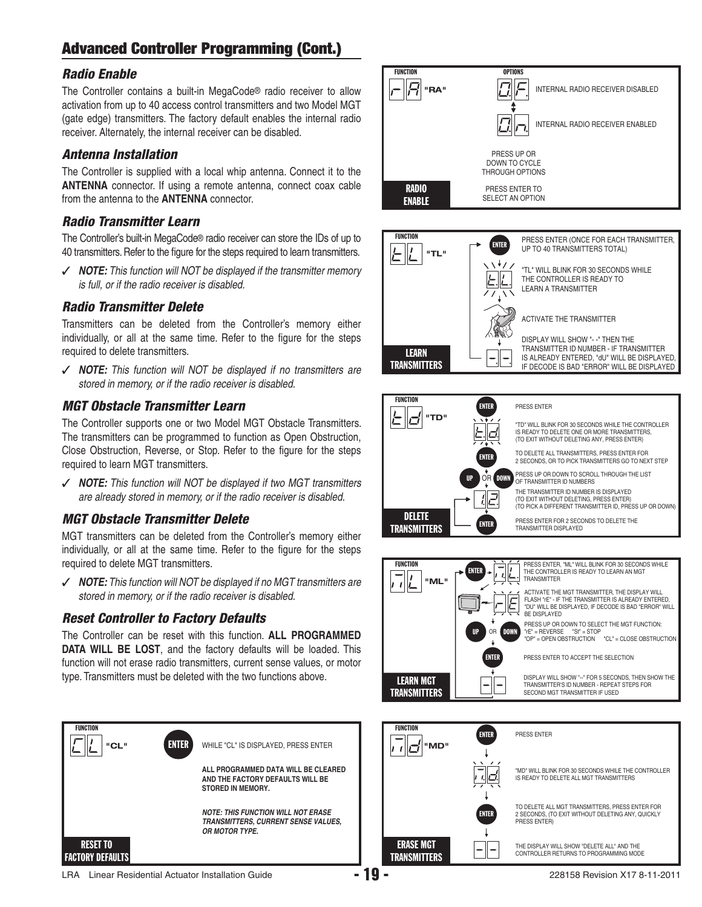## Advanced Controller Programming (Cont.)

### *Radio Enable*

The Controller contains a built-in MegaCode® radio receiver to allow activation from up to 40 access control transmitters and two Model MGT (gate edge) transmitters. The factory default enables the internal radio receiver. Alternately, the internal receiver can be disabled.

### *Antenna Installation*

The Controller is supplied with a local whip antenna. Connect it to the **ANTENNA** connector. If using a remote antenna, connect coax cable from the antenna to the **ANTENNA** connector.

### *Radio Transmitter Learn*

The Controller's built-in MegaCode® radio receiver can store the IDs of up to 40 transmitters. Refer to the figure for the steps required to learn transmitters.

✓ ***NOTE:*** *This function will NOT be displayed if the transmitter memory is full, or if the radio receiver is disabled.*

### *Radio Transmitter Delete*

Transmitters can be deleted from the Controller's memory either individually, or all at the same time. Refer to the figure for the steps required to delete transmitters.

✓ ***NOTE:*** *This function will NOT be displayed if no transmitters are stored in memory, or if the radio receiver is disabled.*

### *MGT Obstacle Transmitter Learn*

The Controller supports one or two Model MGT Obstacle Transmitters. The transmitters can be programmed to function as Open Obstruction, Close Obstruction, Reverse, or Stop. Refer to the figure for the steps required to learn MGT transmitters.

✓ ***NOTE:*** *This function will NOT be displayed if two MGT transmitters are already stored in memory, or if the radio receiver is disabled.*

### *MGT Obstacle Transmitter Delete*

MGT transmitters can be deleted from the Controller's memory either individually, or all at the same time. Refer to the figure for the steps required to delete MGT transmitters.

✓ ***NOTE:*** *This function will NOT be displayed if no MGT transmitters are stored in memory, or if the radio receiver is disabled.*

### *Reset Controller to Factory Defaults*

The Controller can be reset with this function. **ALL PROGRAMMED DATA WILL BE LOST**, and the factory defaults will be loaded. This function will not erase radio transmitters, current sense values, or motor type. Transmitters must be deleted with the two functions above.

**RADIO ENABLE**

FUNCTION: "RA" — OPTIONS:
- OF — INTERNAL RADIO RECEIVER DISABLED
- On — INTERNAL RADIO RECEIVER ENABLED

PRESS UP OR DOWN TO CYCLE THROUGH OPTIONS

PRESS ENTER TO SELECT AN OPTION

**LEARN TRANSMITTERS**

FUNCTION: "TL"
- ENTER — PRESS ENTER (ONCE FOR EACH TRANSMITTER, UP TO 40 TRANSMITTERS TOTAL)
- "TL" WILL BLINK FOR 30 SECONDS WHILE THE CONTROLLER IS READY TO LEARN A TRANSMITTER
- ACTIVATE THE TRANSMITTER
- DISPLAY WILL SHOW "- -" THEN THE TRANSMITTER ID NUMBER - IF TRANSMITTER IS ALREADY ENTERED, "dU" WILL BE DISPLAYED, IF DECODE IS BAD "ERROR" WILL BE DISPLAYED

**DELETE TRANSMITTERS**

FUNCTION: "TD"
- ENTER — PRESS ENTER
- "TD" WILL BLINK FOR 30 SECONDS WHILE THE CONTROLLER IS READY TO DELETE ONE OR MORE TRANSMITTERS, (TO EXIT WITHOUT DELETING ANY, PRESS ENTER)
- ENTER — TO DELETE ALL TRANSMITTERS, PRESS ENTER FOR 2 SECONDS, OR TO PICK TRANSMITTERS GO TO NEXT STEP
- UP OR DOWN — PRESS UP OR DOWN TO SCROLL THROUGH THE LIST OF TRANSMITTER ID NUMBERS
- THE TRANSMITTER ID NUMBER IS DISPLAYED (TO EXIT WITHOUT DELETING, PRESS ENTER) (TO PICK A DIFFERENT TRANSMITTER ID, PRESS UP OR DOWN)
- ENTER — PRESS ENTER FOR 2 SECONDS TO DELETE THE TRANSMITTER DISPLAYED

**LEARN MGT TRANSMITTERS**

FUNCTION: "ML"
- ENTER — PRESS ENTER, "ML" WILL BLINK FOR 30 SECONDS WHILE THE CONTROLLER IS READY TO LEARN AN MGT TRANSMITTER
- ACTIVATE THE MGT TRANSMITTER, THE DISPLAY WILL FLASH "rE" - IF THE TRANSMITTER IS ALREADY ENTERED, "DU" WILL BE DISPLAYED, IF DECODE IS BAD "ERROR" WILL BE DISPLAYED
- UP OR DOWN — PRESS UP OR DOWN TO SELECT THE MGT FUNCTION: "rE" = REVERSE "St" = STOP "OP" = OPEN OBSTRUCTION "CL" = CLOSE OBSTRUCTION
- ENTER — PRESS ENTER TO ACCEPT THE SELECTION
- DISPLAY WILL SHOW "--" FOR 5 SECONDS, THEN SHOW THE TRANSMITTER'S ID NUMBER - REPEAT STEPS FOR SECOND MGT TRANSMITTER IF USED

**RESET TO FACTORY DEFAULTS**

FUNCTION: "CL"
- ENTER — WHILE "CL" IS DISPLAYED, PRESS ENTER
- **ALL PROGRAMMED DATA WILL BE CLEARED AND THE FACTORY DEFAULTS WILL BE STORED IN MEMORY.**
- ***NOTE: THIS FUNCTION WILL NOT ERASE TRANSMITTERS, CURRENT SENSE VALUES, OR MOTOR TYPE.***

**ERASE MGT TRANSMITTERS**

FUNCTION: "MD"
- ENTER — PRESS ENTER
- "MD" WILL BLINK FOR 30 SECONDS WHILE THE CONTROLLER IS READY TO DELETE ALL MGT TRANSMITTERS
- ENTER — TO DELETE ALL MGT TRANSMITTERS, PRESS ENTER FOR 2 SECONDS, (TO EXIT WITHOUT DELETING ANY, QUICKLY PRESS ENTER)
- THE DISPLAY WILL SHOW "DELETE ALL" AND THE CONTROLLER RETURNS TO PROGRAMMING MODE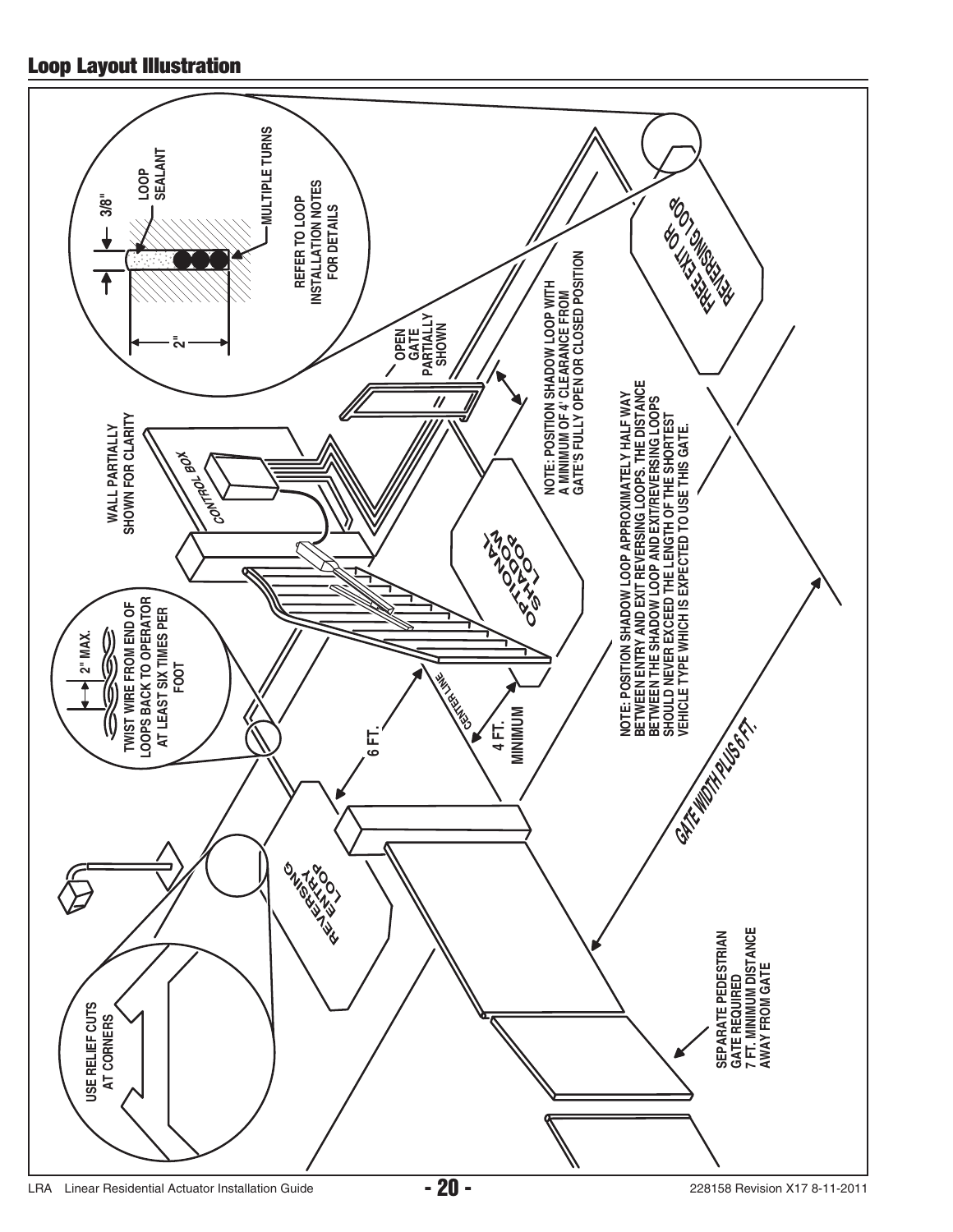## Loop Layout Illustration

USE RELIEF CUTS AT CORNERS

REVERSING ENTRY LOOP

6 FT.

TWIST WIRE FROM END OF LOOPS BACK TO OPERATOR AT LEAST SIX TIMES PER FOOT

2" MAX.

CENTER LINE

4 FT. MINIMUM

WALL PARTIALLY SHOWN FOR CLARITY

CONTROL BOX

OPTIONAL SHADOW LOOP

OPEN GATE PARTIALLY SHOWN

2"

3/8"

LOOP SEALANT

MULTIPLE TURNS

REFER TO LOOP INSTALLATION NOTES FOR DETAILS

NOTE: POSITION SHADOW LOOP WITH A MINIMUM OF 4' CLEARANCE FROM GATE'S FULLY OPEN OR CLOSED POSITION

NOTE: POSITION SHADOW LOOP APPROXIMATELY HALF WAY BETWEEN ENTRY AND EXIT REVERSING LOOPS. THE DISTANCE BETWEEN THE SHADOW LOOP AND EXIT/REVERSING LOOPS SHOULD NEVER EXCEED THE LENGTH OF THE SHORTEST VEHICLE TYPE WHICH IS EXPECTED TO USE THIS GATE.

FREE EXIT OR REVERSING LOOP

GATE WIDTH PLUS 6 FT.

SEPARATE PEDESTRIAN GATE REQUIRED 7 FT. MINIMUM DISTANCE AWAY FROM GATE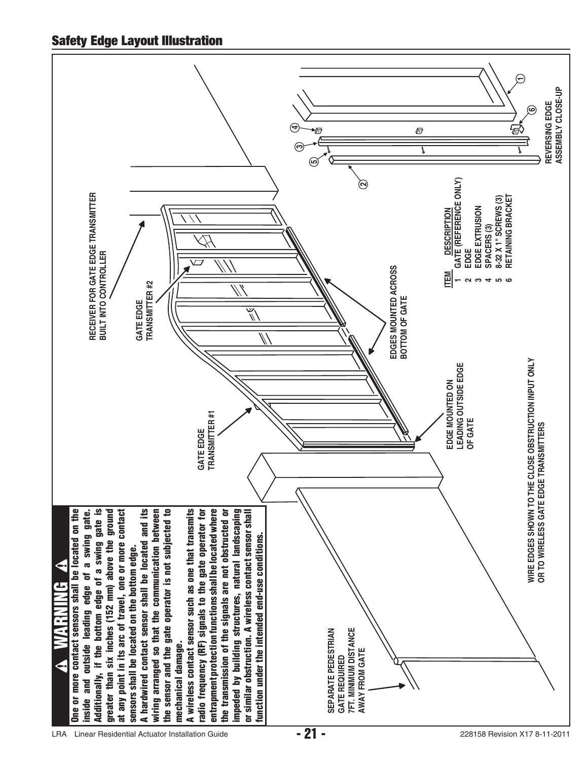## Safety Edge Layout Illustration

**⚠ WARNING ⚠**

**One or more contact sensors shall be located on the inside and outside leading edge of a swing gate. Additionally, if the bottom edge of a swing gate is greater than six inches (152 mm) above the ground at any point in its arc of travel, one or more contact sensors shall be located on the bottom edge.**

**A hardwired contact sensor shall be located and its wiring arranged so that the communication between the sensor and the gate operator is not subjected to mechanical damage.**

**A wireless contact sensor such as one that transmits radio frequency (RF) signals to the gate operator for entrapment protection functions shall be located where the transmission of the signals are not obstructed or impeded by building structures, natural landscaping or similar obstruction. A wireless contact sensor shall function under the intended end-use conditions.**

SEPARATE PEDESTRIAN GATE REQUIRED 7FT. MINIMUM DISTANCE AWAY FROM GATE

GATE EDGE TRANSMITTER #1

GATE EDGE TRANSMITTER #2

RECEIVER FOR GATE EDGE TRANSMITTER BUILT INTO CONTROLLER

EDGES MOUNTED ACROSS BOTTOM OF GATE

EDGE MOUNTED ON LEADING OUTSIDE EDGE OF GATE

WIRE EDGES SHOWN TO THE CLOSE OBSTRUCTION INPUT ONLY OR TO WIRELESS GATE EDGE TRANSMITTERS

| ITEM | DESCRIPTION |
|---|---|
| 1 | GATE (REFERENCE ONLY) |
| 2 | EDGE |
| 3 | EDGE EXTRUSION |
| 4 | SPACERS (3) |
| 5 | 8-32 X 1" SCREWS (3) |
| 6 | RETAINING BRACKET |

REVERSING EDGE ASSEMBLY CLOSE-UP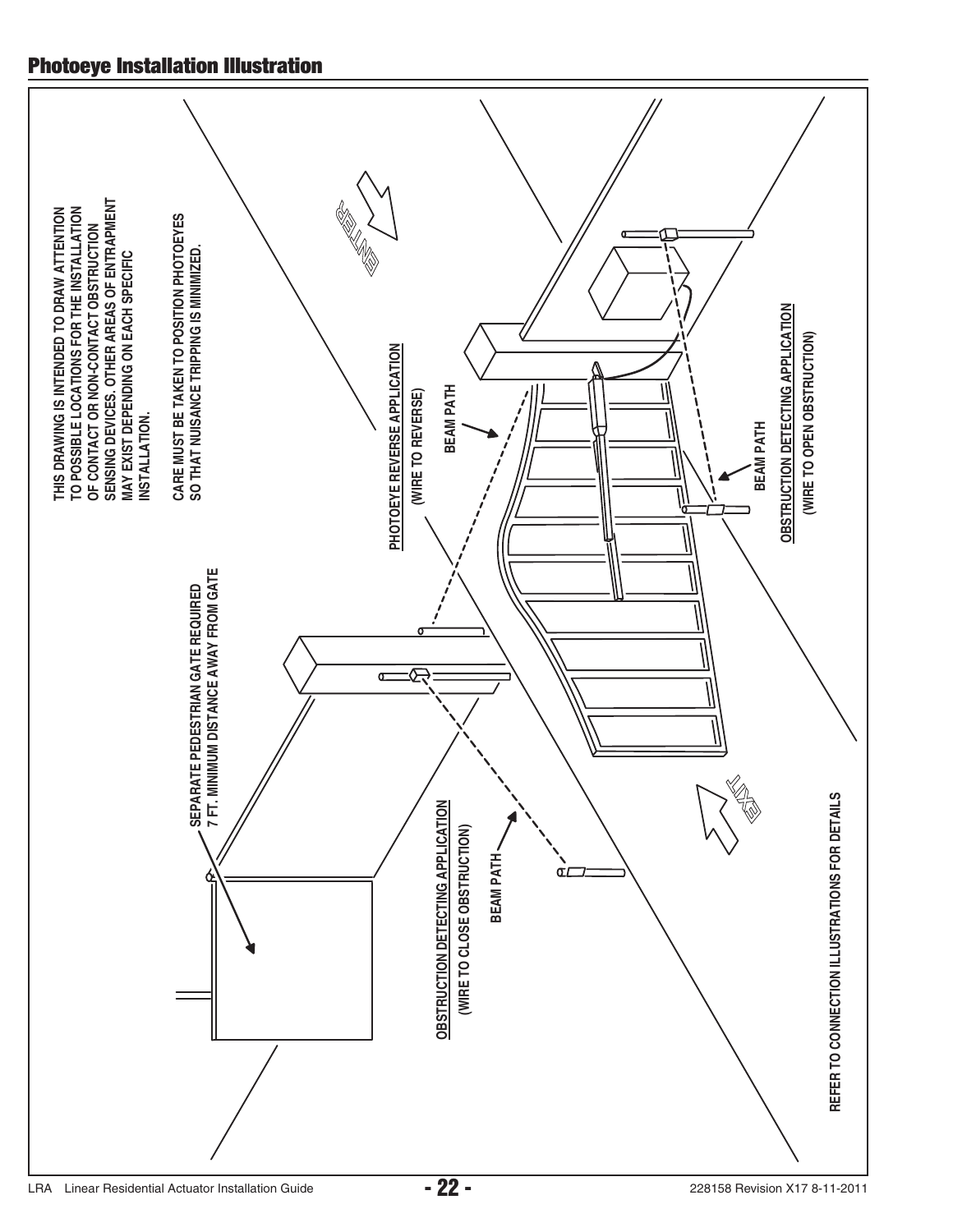## Photoeye Installation Illustration

THIS DRAWING IS INTENDED TO DRAW ATTENTION TO POSSIBLE LOCATIONS FOR THE INSTALLATION OF CONTACT OR NON-CONTACT OBSTRUCTION SENSING DEVICES. OTHER AREAS OF ENTRAPMENT MAY EXIST DEPENDING ON EACH SPECIFIC INSTALLATION.

CARE MUST BE TAKEN TO POSITION PHOTOEYES SO THAT NUISANCE TRIPPING IS MINIMIZED.

SEPARATE PEDESTRIAN GATE REQUIRED 7 FT. MINIMUM DISTANCE AWAY FROM GATE

ENTER

EXIT

PHOTOEYE REVERSE APPLICATION (WIRE TO REVERSE)

BEAM PATH

OBSTRUCTION DETECTING APPLICATION (WIRE TO OPEN OBSTRUCTION)

BEAM PATH

OBSTRUCTION DETECTING APPLICATION (WIRE TO CLOSE OBSTRUCTION)

BEAM PATH

REFER TO CONNECTION ILLUSTRATIONS FOR DETAILS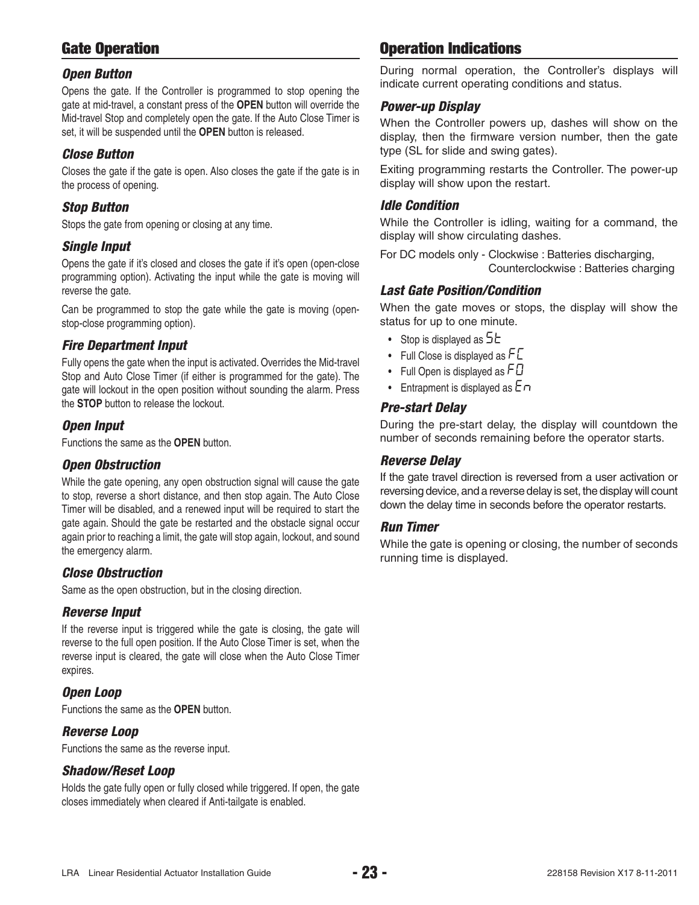## Gate Operation

### *Open Button*

Opens the gate. If the Controller is programmed to stop opening the gate at mid-travel, a constant press of the **OPEN** button will override the Mid-travel Stop and completely open the gate. If the Auto Close Timer is set, it will be suspended until the **OPEN** button is released.

### *Close Button*

Closes the gate if the gate is open. Also closes the gate if the gate is in the process of opening.

### *Stop Button*

Stops the gate from opening or closing at any time.

### *Single Input*

Opens the gate if it's closed and closes the gate if it's open (open-close programming option). Activating the input while the gate is moving will reverse the gate.

Can be programmed to stop the gate while the gate is moving (open-stop-close programming option).

### *Fire Department Input*

Fully opens the gate when the input is activated. Overrides the Mid-travel Stop and Auto Close Timer (if either is programmed for the gate). The gate will lockout in the open position without sounding the alarm. Press the **STOP** button to release the lockout.

### *Open Input*

Functions the same as the **OPEN** button.

### *Open Obstruction*

While the gate opening, any open obstruction signal will cause the gate to stop, reverse a short distance, and then stop again. The Auto Close Timer will be disabled, and a renewed input will be required to start the gate again. Should the gate be restarted and the obstacle signal occur again prior to reaching a limit, the gate will stop again, lockout, and sound the emergency alarm.

### *Close Obstruction*

Same as the open obstruction, but in the closing direction.

### *Reverse Input*

If the reverse input is triggered while the gate is closing, the gate will reverse to the full open position. If the Auto Close Timer is set, when the reverse input is cleared, the gate will close when the Auto Close Timer expires.

### *Open Loop*

Functions the same as the **OPEN** button.

### *Reverse Loop*

Functions the same as the reverse input.

### *Shadow/Reset Loop*

Holds the gate fully open or fully closed while triggered. If open, the gate closes immediately when cleared if Anti-tailgate is enabled.

## Operation Indications

During normal operation, the Controller's displays will indicate current operating conditions and status.

### *Power-up Display*

When the Controller powers up, dashes will show on the display, then the firmware version number, then the gate type (SL for slide and swing gates).

Exiting programming restarts the Controller. The power-up display will show upon the restart.

### *Idle Condition*

While the Controller is idling, waiting for a command, the display will show circulating dashes.

For DC models only - Clockwise : Batteries discharging,
Counterclockwise : Batteries charging

### *Last Gate Position/Condition*

When the gate moves or stops, the display will show the status for up to one minute.

- Stop is displayed as St
- Full Close is displayed as FC
- Full Open is displayed as FO
- Entrapment is displayed as En

### *Pre-start Delay*

During the pre-start delay, the display will countdown the number of seconds remaining before the operator starts.

### *Reverse Delay*

If the gate travel direction is reversed from a user activation or reversing device, and a reverse delay is set, the display will count down the delay time in seconds before the operator restarts.

### *Run Timer*

While the gate is opening or closing, the number of seconds running time is displayed.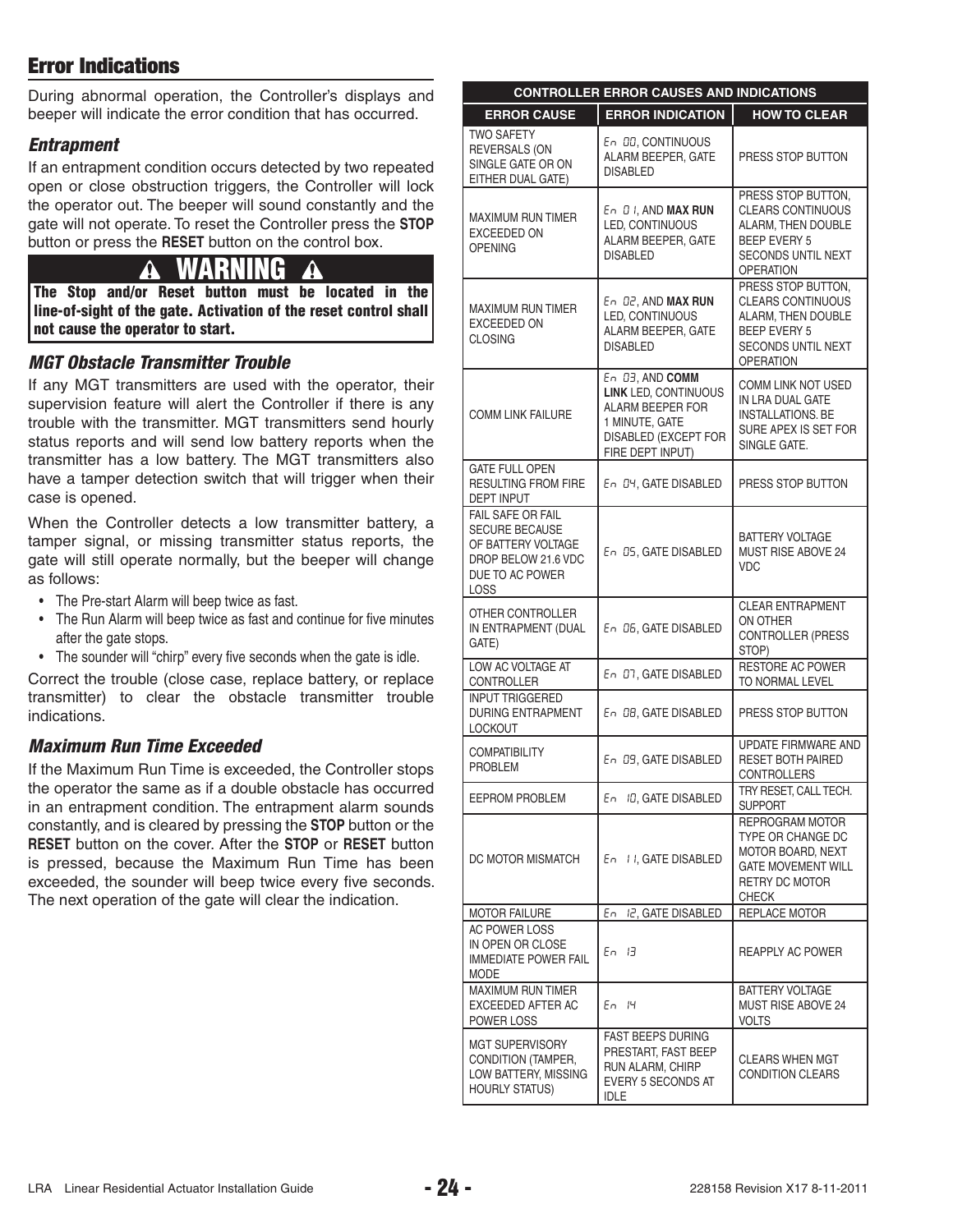## Error Indications

During abnormal operation, the Controller's displays and beeper will indicate the error condition that has occurred.

### *Entrapment*

If an entrapment condition occurs detected by two repeated open or close obstruction triggers, the Controller will lock the operator out. The beeper will sound constantly and the gate will not operate. To reset the Controller press the **STOP** button or press the **RESET** button on the control box.

> **⚠ WARNING ⚠**
>
> **The Stop and/or Reset button must be located in the line-of-sight of the gate. Activation of the reset control shall not cause the operator to start.**

### *MGT Obstacle Transmitter Trouble*

If any MGT transmitters are used with the operator, their supervision feature will alert the Controller if there is any trouble with the transmitter. MGT transmitters send hourly status reports and will send low battery reports when the transmitter has a low battery. The MGT transmitters also have a tamper detection switch that will trigger when their case is opened.

When the Controller detects a low transmitter battery, a tamper signal, or missing transmitter status reports, the gate will still operate normally, but the beeper will change as follows:

- The Pre-start Alarm will beep twice as fast.
- The Run Alarm will beep twice as fast and continue for five minutes after the gate stops.
- The sounder will "chirp" every five seconds when the gate is idle.

Correct the trouble (close case, replace battery, or replace transmitter) to clear the obstacle transmitter trouble indications.

### *Maximum Run Time Exceeded*

If the Maximum Run Time is exceeded, the Controller stops the operator the same as if a double obstacle has occurred in an entrapment condition. The entrapment alarm sounds constantly, and is cleared by pressing the **STOP** button or the **RESET** button on the cover. After the **STOP** or **RESET** button is pressed, because the Maximum Run Time has been exceeded, the sounder will beep twice every five seconds. The next operation of the gate will clear the indication.

| CONTROLLER ERROR CAUSES AND INDICATIONS | | |
|---|---|---|
| **ERROR CAUSE** | **ERROR INDICATION** | **HOW TO CLEAR** |
| TWO SAFETY REVERSALS (ON SINGLE GATE OR ON EITHER DUAL GATE) | En 00, CONTINUOUS ALARM BEEPER, GATE DISABLED | PRESS STOP BUTTON |
| MAXIMUM RUN TIMER EXCEEDED ON OPENING | En 01, AND **MAX RUN** LED, CONTINUOUS ALARM BEEPER, GATE DISABLED | PRESS STOP BUTTON, CLEARS CONTINUOUS ALARM, THEN DOUBLE BEEP EVERY 5 SECONDS UNTIL NEXT OPERATION |
| MAXIMUM RUN TIMER EXCEEDED ON CLOSING | En 02, AND **MAX RUN** LED, CONTINUOUS ALARM BEEPER, GATE DISABLED | PRESS STOP BUTTON, CLEARS CONTINUOUS ALARM, THEN DOUBLE BEEP EVERY 5 SECONDS UNTIL NEXT OPERATION |
| COMM LINK FAILURE | En 03, AND **COMM LINK** LED, CONTINUOUS ALARM BEEPER FOR 1 MINUTE, GATE DISABLED (EXCEPT FOR FIRE DEPT INPUT) | COMM LINK NOT USED IN LRA DUAL GATE INSTALLATIONS. BE SURE APEX IS SET FOR SINGLE GATE. |
| GATE FULL OPEN RESULTING FROM FIRE DEPT INPUT | En 04, GATE DISABLED | PRESS STOP BUTTON |
| FAIL SAFE OR FAIL SECURE BECAUSE OF BATTERY VOLTAGE DROP BELOW 21.6 VDC DUE TO AC POWER LOSS | En 05, GATE DISABLED | BATTERY VOLTAGE MUST RISE ABOVE 24 VDC |
| OTHER CONTROLLER IN ENTRAPMENT (DUAL GATE) | En 06, GATE DISABLED | CLEAR ENTRAPMENT ON OTHER CONTROLLER (PRESS STOP) |
| LOW AC VOLTAGE AT CONTROLLER | En 07, GATE DISABLED | RESTORE AC POWER TO NORMAL LEVEL |
| INPUT TRIGGERED DURING ENTRAPMENT LOCKOUT | En 08, GATE DISABLED | PRESS STOP BUTTON |
| COMPATIBILITY PROBLEM | En 09, GATE DISABLED | UPDATE FIRMWARE AND RESET BOTH PAIRED CONTROLLERS |
| EEPROM PROBLEM | En 10, GATE DISABLED | TRY RESET, CALL TECH. SUPPORT |
| DC MOTOR MISMATCH | En 11, GATE DISABLED | REPROGRAM MOTOR TYPE OR CHANGE DC MOTOR BOARD, NEXT GATE MOVEMENT WILL RETRY DC MOTOR CHECK |
| MOTOR FAILURE | En 12, GATE DISABLED | REPLACE MOTOR |
| AC POWER LOSS IN OPEN OR CLOSE IMMEDIATE POWER FAIL MODE | En 13 | REAPPLY AC POWER |
| MAXIMUM RUN TIMER EXCEEDED AFTER AC POWER LOSS | En 14 | BATTERY VOLTAGE MUST RISE ABOVE 24 VOLTS |
| MGT SUPERVISORY CONDITION (TAMPER, LOW BATTERY, MISSING HOURLY STATUS) | FAST BEEPS DURING PRESTART, FAST BEEP RUN ALARM, CHIRP EVERY 5 SECONDS AT IDLE | CLEARS WHEN MGT CONDITION CLEARS |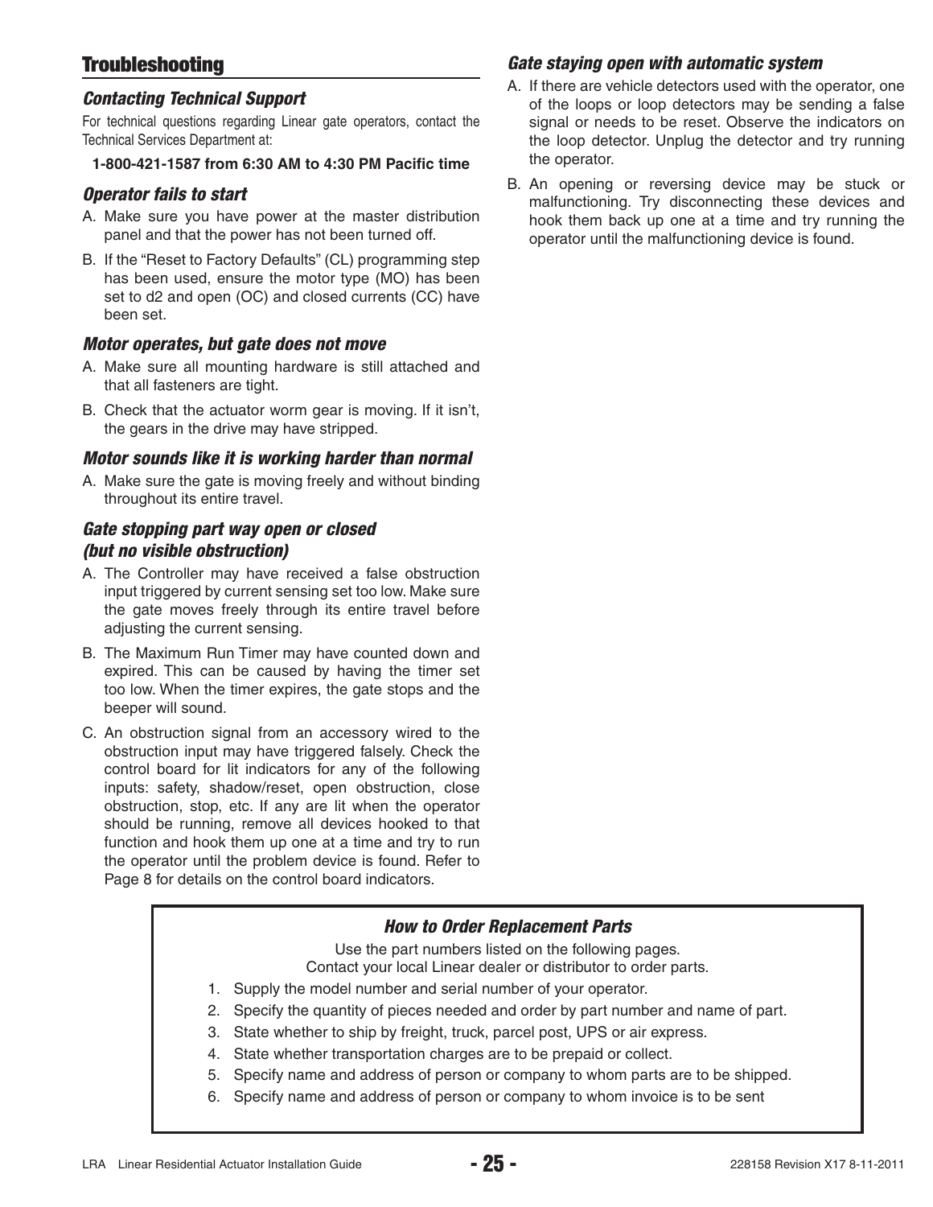## Troubleshooting

### *Contacting Technical Support*

For technical questions regarding Linear gate operators, contact the Technical Services Department at:

**1-800-421-1587 from 6:30 AM to 4:30 PM Pacific time**

### *Operator fails to start*

A. Make sure you have power at the master distribution panel and that the power has not been turned off.

B. If the "Reset to Factory Defaults" (CL) programming step has been used, ensure the motor type (MO) has been set to d2 and open (OC) and closed currents (CC) have been set.

### *Motor operates, but gate does not move*

A. Make sure all mounting hardware is still attached and that all fasteners are tight.

B. Check that the actuator worm gear is moving. If it isn't, the gears in the drive may have stripped.

### *Motor sounds like it is working harder than normal*

A. Make sure the gate is moving freely and without binding throughout its entire travel.

### *Gate stopping part way open or closed (but no visible obstruction)*

A. The Controller may have received a false obstruction input triggered by current sensing set too low. Make sure the gate moves freely through its entire travel before adjusting the current sensing.

B. The Maximum Run Timer may have counted down and expired. This can be caused by having the timer set too low. When the timer expires, the gate stops and the beeper will sound.

C. An obstruction signal from an accessory wired to the obstruction input may have triggered falsely. Check the control board for lit indicators for any of the following inputs: safety, shadow/reset, open obstruction, close obstruction, stop, etc. If any are lit when the operator should be running, remove all devices hooked to that function and hook them up one at a time and try to run the operator until the problem device is found. Refer to Page 8 for details on the control board indicators.

### *Gate staying open with automatic system*

A. If there are vehicle detectors used with the operator, one of the loops or loop detectors may be sending a false signal or needs to be reset. Observe the indicators on the loop detector. Unplug the detector and try running the operator.

B. An opening or reversing device may be stuck or malfunctioning. Try disconnecting these devices and hook them back up one at a time and try running the operator until the malfunctioning device is found.

### *How to Order Replacement Parts*

Use the part numbers listed on the following pages.
Contact your local Linear dealer or distributor to order parts.

1. Supply the model number and serial number of your operator.
2. Specify the quantity of pieces needed and order by part number and name of part.
3. State whether to ship by freight, truck, parcel post, UPS or air express.
4. State whether transportation charges are to be prepaid or collect.
5. Specify name and address of person or company to whom parts are to be shipped.
6. Specify name and address of person or company to whom invoice is to be sent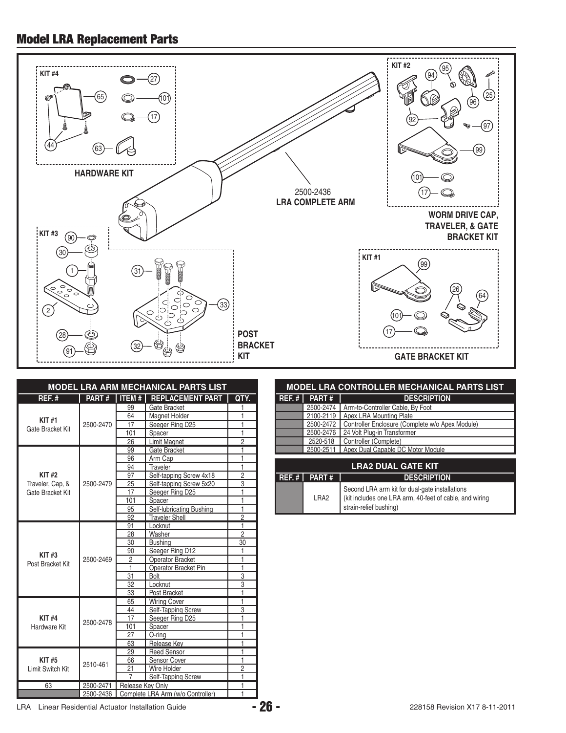## Model LRA Replacement Parts

KIT #4

HARDWARE KIT

2500-2436
**LRA COMPLETE ARM**

KIT #2

**WORM DRIVE CAP, TRAVELER, & GATE BRACKET KIT**

KIT #3

**POST BRACKET KIT**

KIT #1

**GATE BRACKET KIT**

| MODEL LRA ARM MECHANICAL PARTS LIST | | | | |
|---|---|---|---|---|
| REF. # | PART # | ITEM # | REPLACEMENT PART | QTY. |
| KIT #1 Gate Bracket Kit | 2500-2470 | 99 | Gate Bracket | 1 |
| | | 64 | Magnet Holder | 1 |
| | | 17 | Seeger Ring D25 | 1 |
| | | 101 | Spacer | 1 |
| | | 26 | Limit Magnet | 2 |
| KIT #2 Traveler, Cap, & Gate Bracket Kit | 2500-2479 | 99 | Gate Bracket | 1 |
| | | 96 | Arm Cap | 1 |
| | | 94 | Traveler | 1 |
| | | 97 | Self-tapping Screw 4x18 | 2 |
| | | 25 | Self-tapping Screw 5x20 | 3 |
| | | 17 | Seeger Ring D25 | 1 |
| | | 101 | Spacer | 1 |
| | | 95 | Self-lubricating Bushing | 1 |
| | | 92 | Traveler Shell | 2 |
| KIT #3 Post Bracket Kit | 2500-2469 | 91 | Locknut | 1 |
| | | 28 | Washer | 2 |
| | | 30 | Bushing | 30 |
| | | 90 | Seeger Ring D12 | 1 |
| | | 2 | Operator Bracket | 1 |
| | | 1 | Operator Bracket Pin | 1 |
| | | 31 | Bolt | 3 |
| | | 32 | Locknut | 3 |
| | | 33 | Post Bracket | 1 |
| KIT #4 Hardware Kit | 2500-2478 | 65 | Wiring Cover | 1 |
| | | 44 | Self-Tapping Screw | 3 |
| | | 17 | Seeger Ring D25 | 1 |
| | | 101 | Spacer | 1 |
| | | 27 | O-ring | 1 |
| | | 63 | Release Key | 1 |
| KIT #5 Limit Switch Kit | 2510-461 | 29 | Reed Sensor | 1 |
| | | 66 | Sensor Cover | 1 |
| | | 21 | Wire Holder | 2 |
| | | 7 | Self-Tapping Screw | 1 |
| 63 | 2500-2471 | Release Key Only | | 1 |
| | 2500-2436 | Complete LRA Arm (w/o Controller) | | 1 |

| MODEL LRA CONTROLLER MECHANICAL PARTS LIST | | |
|---|---|---|
| REF. # | PART # | DESCRIPTION |
| | 2500-2474 | Arm-to-Controller Cable, By Foot |
| | 2100-2119 | Apex LRA Mounting Plate |
| | 2500-2472 | Controller Enclosure (Complete w/o Apex Module) |
| | 2500-2476 | 24 Volt Plug-in Transformer |
| | 2520-518 | Controller (Complete) |
| | 2500-2511 | Apex Dual Capable DC Motor Module |

| LRA2 DUAL GATE KIT | | |
|---|---|---|
| REF. # | PART # | DESCRIPTION |
| | LRA2 | Second LRA arm kit for dual-gate installations (kit includes one LRA arm, 40-feet of cable, and wiring strain-relief bushing) |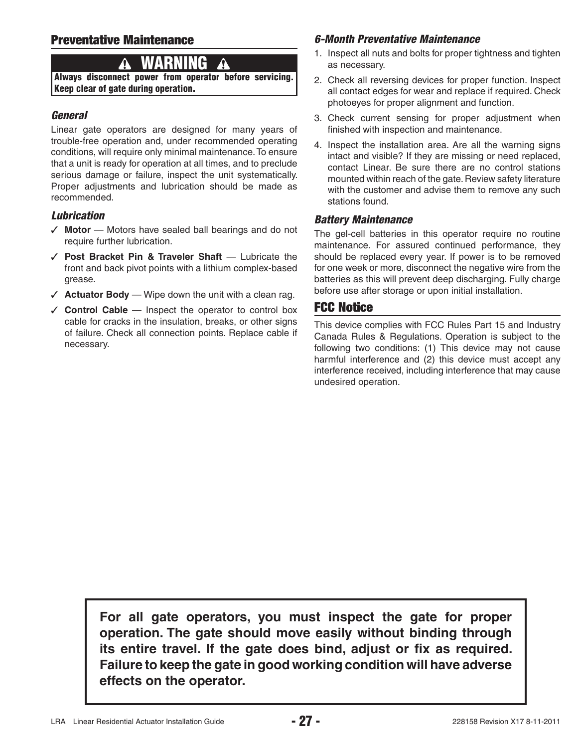## Preventative Maintenance

**⚠ WARNING ⚠**

**Always disconnect power from operator before servicing. Keep clear of gate during operation.**

### *General*

Linear gate operators are designed for many years of trouble-free operation and, under recommended operating conditions, will require only minimal maintenance. To ensure that a unit is ready for operation at all times, and to preclude serious damage or failure, inspect the unit systematically. Proper adjustments and lubrication should be made as recommended.

### *Lubrication*

- ✓ **Motor** — Motors have sealed ball bearings and do not require further lubrication.
- ✓ **Post Bracket Pin & Traveler Shaft** — Lubricate the front and back pivot points with a lithium complex-based grease.
- ✓ **Actuator Body** — Wipe down the unit with a clean rag.
- ✓ **Control Cable** — Inspect the operator to control box cable for cracks in the insulation, breaks, or other signs of failure. Check all connection points. Replace cable if necessary.

### *6-Month Preventative Maintenance*

1. Inspect all nuts and bolts for proper tightness and tighten as necessary.
2. Check all reversing devices for proper function. Inspect all contact edges for wear and replace if required. Check photoeyes for proper alignment and function.
3. Check current sensing for proper adjustment when finished with inspection and maintenance.
4. Inspect the installation area. Are all the warning signs intact and visible? If they are missing or need replaced, contact Linear. Be sure there are no control stations mounted within reach of the gate. Review safety literature with the customer and advise them to remove any such stations found.

### *Battery Maintenance*

The gel-cell batteries in this operator require no routine maintenance. For assured continued performance, they should be replaced every year. If power is to be removed for one week or more, disconnect the negative wire from the batteries as this will prevent deep discharging. Fully charge before use after storage or upon initial installation.

## FCC Notice

This device complies with FCC Rules Part 15 and Industry Canada Rules & Regulations. Operation is subject to the following two conditions: (1) This device may not cause harmful interference and (2) this device must accept any interference received, including interference that may cause undesired operation.

**For all gate operators, you must inspect the gate for proper operation. The gate should move easily without binding through its entire travel. If the gate does bind, adjust or fix as required. Failure to keep the gate in good working condition will have adverse effects on the operator.**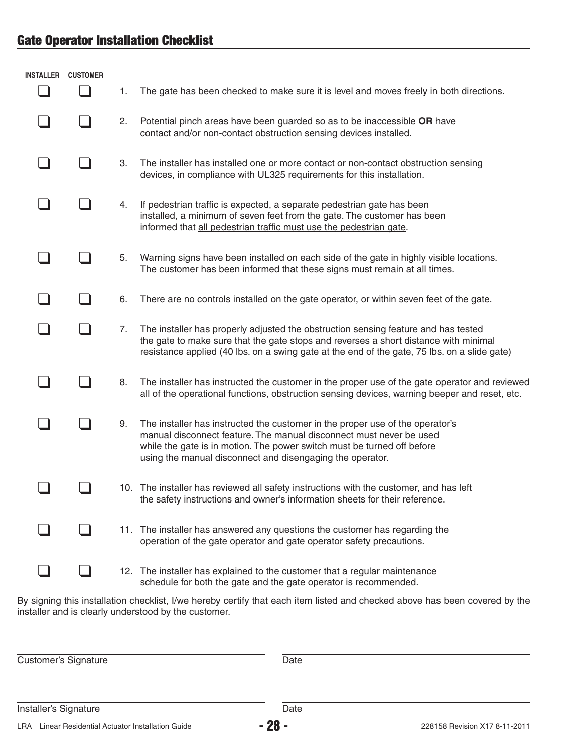## Gate Operator Installation Checklist

| INSTALLER | CUSTOMER | | |
|---|---|---|---|
| ☐ | ☐ | 1. | The gate has been checked to make sure it is level and moves freely in both directions. |
| ☐ | ☐ | 2. | Potential pinch areas have been guarded so as to be inaccessible **OR** have contact and/or non-contact obstruction sensing devices installed. |
| ☐ | ☐ | 3. | The installer has installed one or more contact or non-contact obstruction sensing devices, in compliance with UL325 requirements for this installation. |
| ☐ | ☐ | 4. | If pedestrian traffic is expected, a separate pedestrian gate has been installed, a minimum of seven feet from the gate. The customer has been informed that <u>all pedestrian traffic must use the pedestrian gate</u>. |
| ☐ | ☐ | 5. | Warning signs have been installed on each side of the gate in highly visible locations. The customer has been informed that these signs must remain at all times. |
| ☐ | ☐ | 6. | There are no controls installed on the gate operator, or within seven feet of the gate. |
| ☐ | ☐ | 7. | The installer has properly adjusted the obstruction sensing feature and has tested the gate to make sure that the gate stops and reverses a short distance with minimal resistance applied (40 lbs. on a swing gate at the end of the gate, 75 lbs. on a slide gate) |
| ☐ | ☐ | 8. | The installer has instructed the customer in the proper use of the gate operator and reviewed all of the operational functions, obstruction sensing devices, warning beeper and reset, etc. |
| ☐ | ☐ | 9. | The installer has instructed the customer in the proper use of the operator's manual disconnect feature. The manual disconnect must never be used while the gate is in motion. The power switch must be turned off before using the manual disconnect and disengaging the operator. |
| ☐ | ☐ | 10. | The installer has reviewed all safety instructions with the customer, and has left the safety instructions and owner's information sheets for their reference. |
| ☐ | ☐ | 11. | The installer has answered any questions the customer has regarding the operation of the gate operator and gate operator safety precautions. |
| ☐ | ☐ | 12. | The installer has explained to the customer that a regular maintenance schedule for both the gate and the gate operator is recommended. |

By signing this installation checklist, I/we hereby certify that each item listed and checked above has been covered by the installer and is clearly understood by the customer.

Customer's Signature ______________________ Date ______________________

Installer's Signature ______________________ Date ______________________